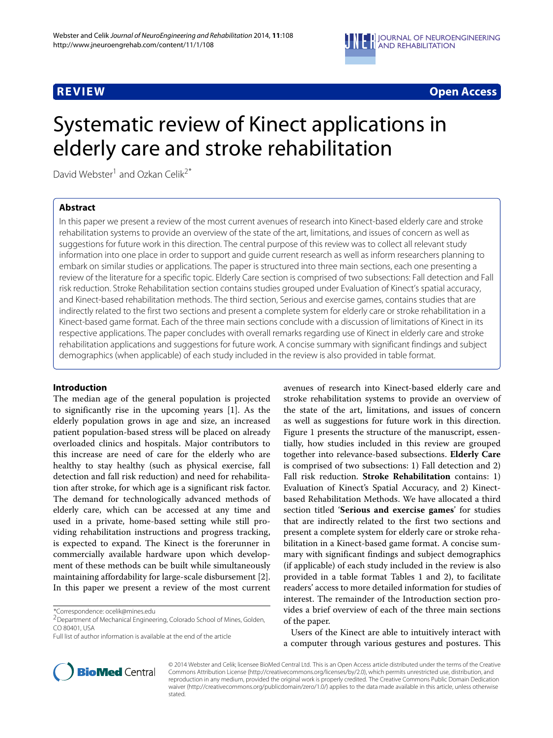**REVIEW** **Open Access**

# Systematic review of Kinect applications in elderly care and stroke rehabilitation

David Webster[1] and Ozkan Celik[2*]

## Abstract

In this paper we present a review of the most current avenues of research into Kinect-based elderly care and stroke rehabilitation systems to provide an overview of the state of the art, limitations, and issues of concern as well as suggestions for future work in this direction. The central purpose of this review was to collect all relevant study information into one place in order to support and guide current research as well as inform researchers planning to embark on similar studies or applications. The paper is structured into three main sections, each one presenting a review of the literature for a specific topic. Elderly Care section is comprised of two subsections: Fall detection and Fall risk reduction. Stroke Rehabilitation section contains studies grouped under Evaluation of Kinect's spatial accuracy, and Kinect-based rehabilitation methods. The third section, Serious and exercise games, contains studies that are indirectly related to the first two sections and present a complete system for elderly care or stroke rehabilitation in a Kinect-based game format. Each of the three main sections conclude with a discussion of limitations of Kinect in its respective applications. The paper concludes with overall remarks regarding use of Kinect in elderly care and stroke rehabilitation applications and suggestions for future work. A concise summary with significant findings and subject demographics (when applicable) of each study included in the review is also provided in table format.

## Introduction

The median age of the general population is projected to significantly rise in the upcoming years [1]. As the elderly population grows in age and size, an increased patient population-based stress will be placed on already overloaded clinics and hospitals. Major contributors to this increase are need of care for the elderly who are healthy to stay healthy (such as physical exercise, fall detection and fall risk reduction) and need for rehabilitation after stroke, for which age is a significant risk factor. The demand for technologically advanced methods of elderly care, which can be accessed at any time and used in a private, home-based setting while still providing rehabilitation instructions and progress tracking, is expected to expand. The Kinect is the forerunner in commercially available hardware upon which development of these methods can be built while simultaneously maintaining affordability for large-scale disbursement [2]. In this paper we present a review of the most current avenues of research into Kinect-based elderly care and stroke rehabilitation systems to provide an overview of the state of the art, limitations, and issues of concern as well as suggestions for future work in this direction. Figure 1 presents the structure of the manuscript, essentially, how studies included in this review are grouped together into relevance-based subsections. **Elderly Care** is comprised of two subsections: 1) Fall detection and 2) Fall risk reduction. **Stroke Rehabilitation** contains: 1) Evaluation of Kinect's Spatial Accuracy, and 2) Kinect-based Rehabilitation Methods. We have allocated a third section titled '**Serious and exercise games**' for studies that are indirectly related to the first two sections and present a complete system for elderly care or stroke rehabilitation in a Kinect-based game format. A concise summary with significant findings and subject demographics (if applicable) of each study included in the review is also provided in a table format Tables 1 and 2), to facilitate readers' access to more detailed information for studies of interest. The remainder of the Introduction section provides a brief overview of each of the three main sections of the paper.

Users of the Kinect are able to intuitively interact with a computer through various gestures and postures. This

*Correspondence: ocelik@mines.edu
[2]Department of Mechanical Engineering, Colorado School of Mines, Golden, CO 80401, USA
Full list of author information is available at the end of the article

© 2014 Webster and Celik; licensee BioMed Central Ltd. This is an Open Access article distributed under the terms of the Creative Commons Attribution License (http://creativecommons.org/licenses/by/2.0), which permits unrestricted use, distribution, and reproduction in any medium, provided the original work is properly credited. The Creative Commons Public Domain Dedication waiver (http://creativecommons.org/publicdomain/zero/1.0/) applies to the data made available in this article, unless otherwise stated.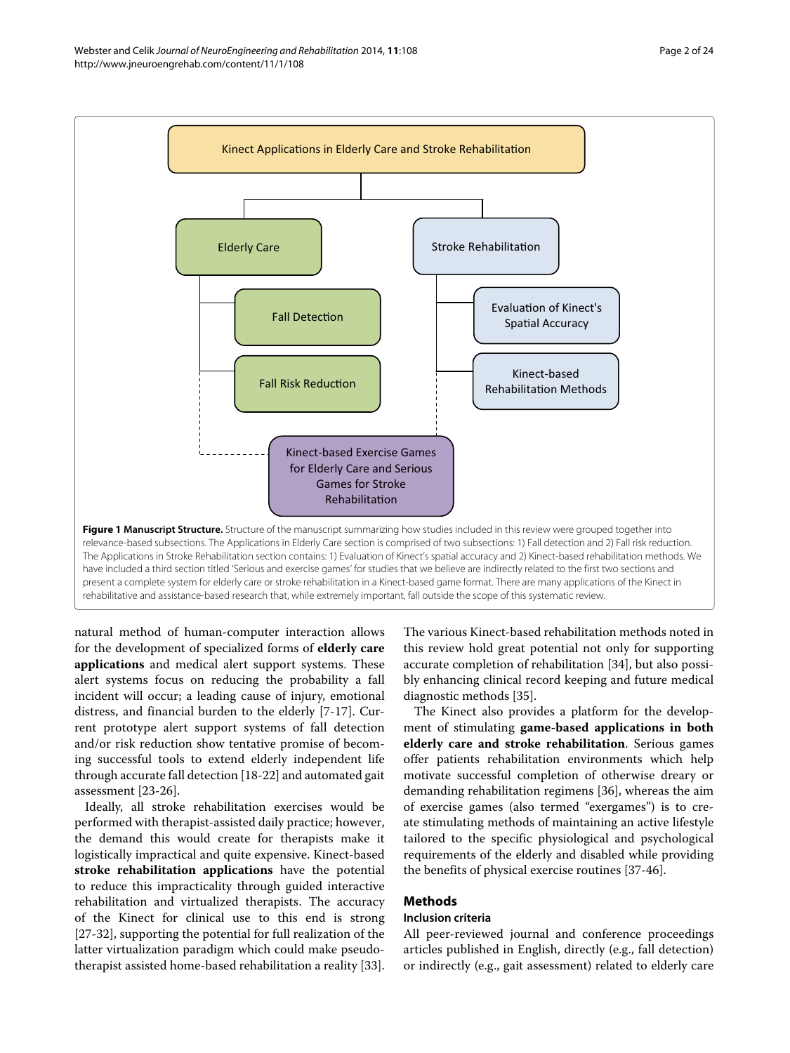**Figure 1 Manuscript Structure.** Structure of the manuscript summarizing how studies included in this review were grouped together into relevance-based subsections. The Applications in Elderly Care section is comprised of two subsections: 1) Fall detection and 2) Fall risk reduction. The Applications in Stroke Rehabilitation section contains: 1) Evaluation of Kinect's spatial accuracy and 2) Kinect-based rehabilitation methods. We have included a third section titled 'Serious and exercise games' for studies that we believe are indirectly related to the first two sections and present a complete system for elderly care or stroke rehabilitation in a Kinect-based game format. There are many applications of the Kinect in rehabilitative and assistance-based research that, while extremely important, fall outside the scope of this systematic review.

natural method of human-computer interaction allows for the development of specialized forms of **elderly care applications** and medical alert support systems. These alert systems focus on reducing the probability a fall incident will occur; a leading cause of injury, emotional distress, and financial burden to the elderly [7-17]. Current prototype alert support systems of fall detection and/or risk reduction show tentative promise of becoming successful tools to extend elderly independent life through accurate fall detection [18-22] and automated gait assessment [23-26].

Ideally, all stroke rehabilitation exercises would be performed with therapist-assisted daily practice; however, the demand this would create for therapists make it logistically impractical and quite expensive. Kinect-based **stroke rehabilitation applications** have the potential to reduce this impracticality through guided interactive rehabilitation and virtualized therapists. The accuracy of the Kinect for clinical use to this end is strong [27-32], supporting the potential for full realization of the latter virtualization paradigm which could make pseudo-therapist assisted home-based rehabilitation a reality [33]. The various Kinect-based rehabilitation methods noted in this review hold great potential not only for supporting accurate completion of rehabilitation [34], but also possibly enhancing clinical record keeping and future medical diagnostic methods [35].

The Kinect also provides a platform for the development of stimulating **game-based applications in both elderly care and stroke rehabilitation**. Serious games offer patients rehabilitation environments which help motivate successful completion of otherwise dreary or demanding rehabilitation regimens [36], whereas the aim of exercise games (also termed "exergames") is to create stimulating methods of maintaining an active lifestyle tailored to the specific physiological and psychological requirements of the elderly and disabled while providing the benefits of physical exercise routines [37-46].

## Methods

### Inclusion criteria

All peer-reviewed journal and conference proceedings articles published in English, directly (e.g., fall detection) or indirectly (e.g., gait assessment) related to elderly care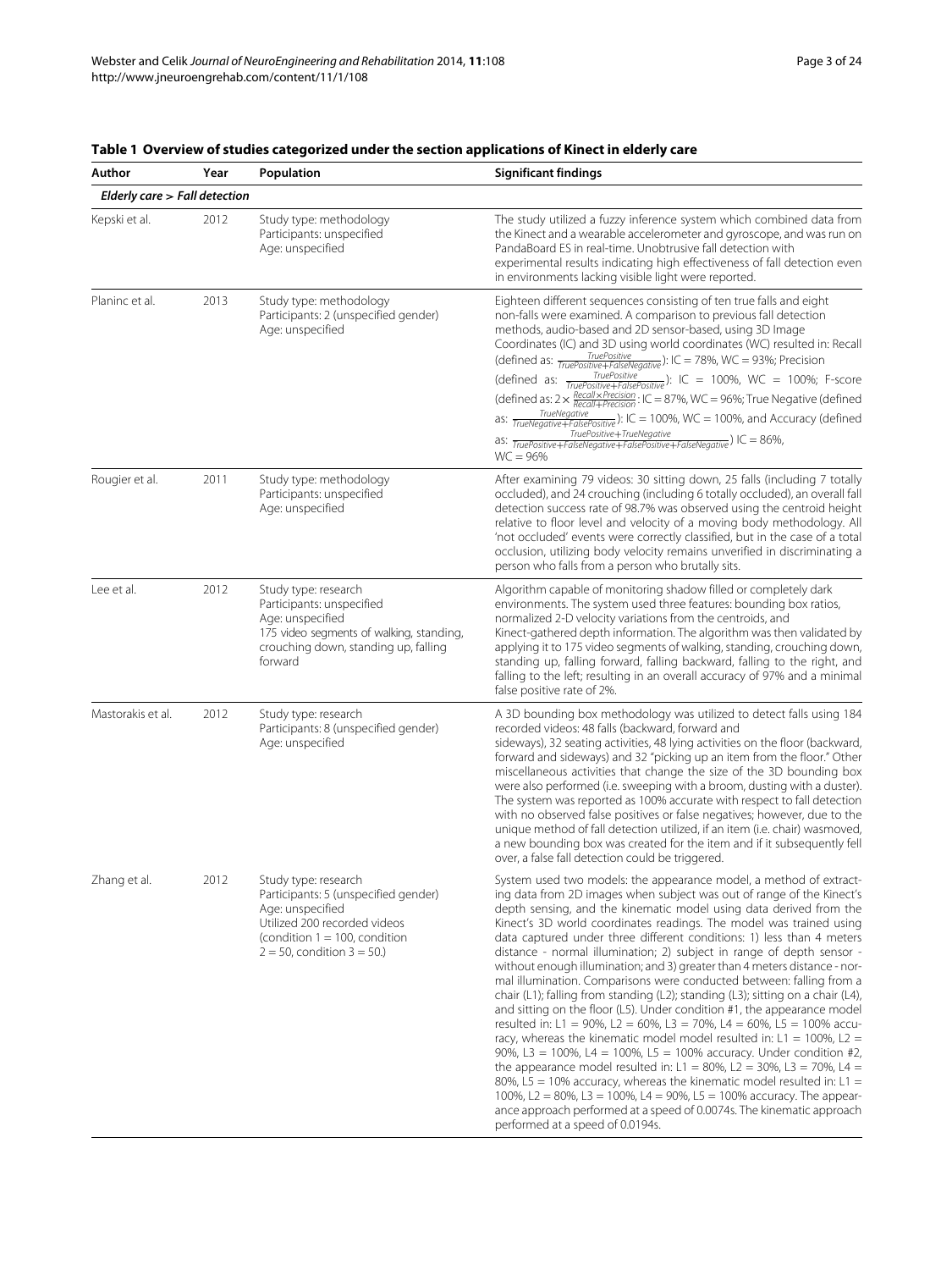**Table 1 Overview of studies categorized under the section applications of Kinect in elderly care**

| Author | Year | Population | Significant findings |
|---|---|---|---|
| ***Elderly care > Fall detection*** | | | |
| Kepski et al. | 2012 | Study type: methodology<br>Participants: unspecified<br>Age: unspecified | The study utilized a fuzzy inference system which combined data from the Kinect and a wearable accelerometer and gyroscope, and was run on PandaBoard ES in real-time. Unobtrusive fall detection with experimental results indicating high effectiveness of fall detection even in environments lacking visible light were reported. |
| Planinc et al. | 2013 | Study type: methodology<br>Participants: 2 (unspecified gender)<br>Age: unspecified | Eighteen different sequences consisting of ten true falls and eight non-falls were examined. A comparison to previous fall detection methods, audio-based and 2D sensor-based, using 3D Image Coordinates (IC) and 3D using world coordinates (WC) resulted in: Recall (defined as: $\frac{TruePositive}{TruePositive+FalseNegative}$): IC = 78%, WC = 93%; Precision (defined as: $\frac{TruePositive}{TruePositive+FalsePositive}$): IC = 100%, WC = 100%; F-score (defined as: $2 \times \frac{Recall \times Precision}{Recall+Precision}$: IC = 87%, WC = 96%; True Negative (defined as: $\frac{TrueNegative}{TrueNegative+FalsePositive}$): IC = 100%, WC = 100%, and Accuracy (defined as: $\frac{TruePositive+TrueNegative}{TruePositive+FalseNegative+FalsePositive+FalseNegative}$) IC = 86%, WC = 96% |
| Rougier et al. | 2011 | Study type: methodology<br>Participants: unspecified<br>Age: unspecified | After examining 79 videos: 30 sitting down, 25 falls (including 7 totally occluded), and 24 crouching (including 6 totally occluded), an overall fall detection success rate of 98.7% was observed using the centroid height relative to floor level and velocity of a moving body methodology. All 'not occluded' events were correctly classified, but in the case of a total occlusion, utilizing body velocity remains unverified in discriminating a person who falls from a person who brutally sits. |
| Lee et al. | 2012 | Study type: research<br>Participants: unspecified<br>Age: unspecified<br>175 video segments of walking, standing, crouching down, standing up, falling forward | Algorithm capable of monitoring shadow filled or completely dark environments. The system used three features: bounding box ratios, normalized 2-D velocity variations from the centroids, and Kinect-gathered depth information. The algorithm was then validated by applying it to 175 video segments of walking, standing, crouching down, standing up, falling forward, falling backward, falling to the right, and falling to the left; resulting in an overall accuracy of 97% and a minimal false positive rate of 2%. |
| Mastorakis et al. | 2012 | Study type: research<br>Participants: 8 (unspecified gender)<br>Age: unspecified | A 3D bounding box methodology was utilized to detect falls using 184 recorded videos: 48 falls (backward, forward and sideways), 32 seating activities, 48 lying activities on the floor (backward, forward and sideways) and 32 "picking up an item from the floor." Other miscellaneous activities that change the size of the 3D bounding box were also performed (i.e. sweeping with a broom, dusting with a duster). The system was reported as 100% accurate with respect to fall detection with no observed false positives or false negatives; however, due to the unique method of fall detection utilized, if an item (i.e. chair) wasmoved, a new bounding box was created for the item and if it subsequently fell over, a false fall detection could be triggered. |
| Zhang et al. | 2012 | Study type: research<br>Participants: 5 (unspecified gender)<br>Age: unspecified<br>Utilized 200 recorded videos (condition 1 = 100, condition 2 = 50, condition 3 = 50.) | System used two models: the appearance model, a method of extracting data from 2D images when subject was out of range of the Kinect's depth sensing, and the kinematic model using data derived from the Kinect's 3D world coordinates readings. The model was trained using data captured under three different conditions: 1) less than 4 meters distance - normal illumination; 2) subject in range of depth sensor - without enough illumination; and 3) greater than 4 meters distance - normal illumination. Comparisons were conducted between: falling from a chair (L1); falling from standing (L2); standing (L3); sitting on a chair (L4), and sitting on the floor (L5). Under condition #1, the appearance model resulted in: L1 = 90%, L2 = 60%, L3 = 70%, L4 = 60%, L5 = 100% accuracy, whereas the kinematic model model resulted in: L1 = 100%, L2 = 90%, L3 = 100%, L4 = 100%, L5 = 100% accuracy. Under condition #2, the appearance model resulted in: L1 = 80%, L2 = 30%, L3 = 70%, L4 = 80%, L5 = 10% accuracy, whereas the kinematic model resulted in: L1 = 100%, L2 = 80%, L3 = 100%, L4 = 90%, L5 = 100% accuracy. The appearance approach performed at a speed of 0.0074s. The kinematic approach performed at a speed of 0.0194s. |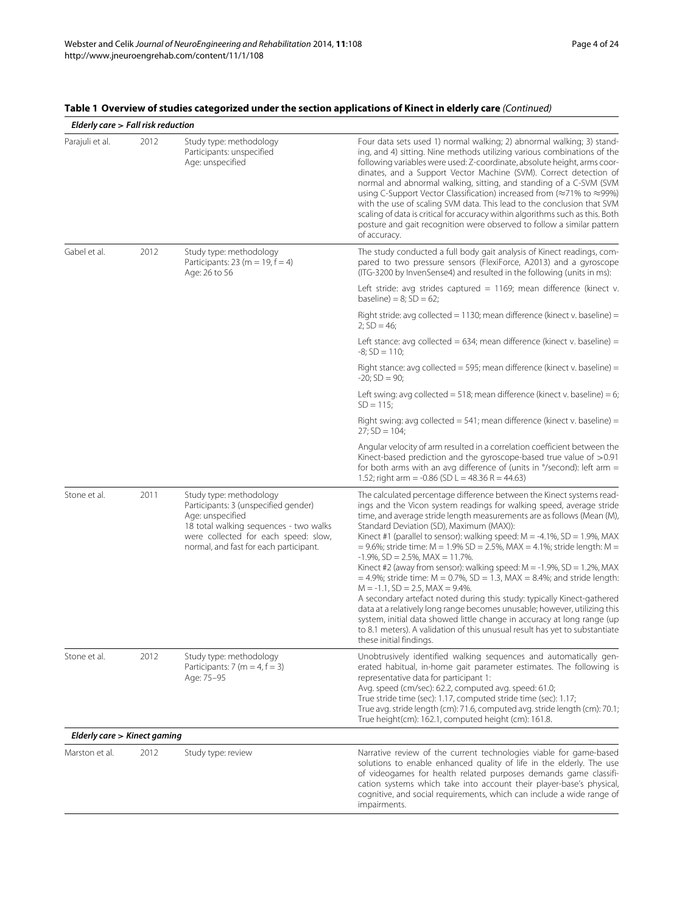**Table 1 Overview of studies categorized under the section applications of Kinect in elderly care** *(Continued)*

| | | | |
|---|---|---|---|
| ***Elderly care > Fall risk reduction*** | | | |
| Parajuli et al. | 2012 | Study type: methodology<br>Participants: unspecified<br>Age: unspecified | Four data sets used 1) normal walking; 2) abnormal walking; 3) standing, and 4) sitting. Nine methods utilizing various combinations of the following variables were used: Z-coordinate, absolute height, arms coordinates, and a Support Vector Machine (SVM). Correct detection of normal and abnormal walking, sitting, and standing of a C-SVM (SVM using C-Support Vector Classification) increased from (≈71% to ≈99%) with the use of scaling SVM data. This lead to the conclusion that SVM scaling of data is critical for accuracy within algorithms such as this. Both posture and gait recognition were observed to follow a similar pattern of accuracy. |
| Gabel et al. | 2012 | Study type: methodology<br>Participants: 23 (m = 19, f = 4)<br>Age: 26 to 56 | The study conducted a full body gait analysis of Kinect readings, compared to two pressure sensors (FlexiForce, A2013) and a gyroscope (ITG-3200 by InvenSense4) and resulted in the following (units in ms): |
| | | | Left stride: avg strides captured = 1169; mean difference (kinect v. baseline) = 8; SD = 62; |
| | | | Right stride: avg collected = 1130; mean difference (kinect v. baseline) = 2; SD = 46; |
| | | | Left stance: avg collected = 634; mean difference (kinect v. baseline) = -8; SD = 110; |
| | | | Right stance: avg collected = 595; mean difference (kinect v. baseline) = -20; SD = 90; |
| | | | Left swing: avg collected = 518; mean difference (kinect v. baseline) = 6; SD = 115; |
| | | | Right swing: avg collected = 541; mean difference (kinect v. baseline) = 27; SD = 104; |
| | | | Angular velocity of arm resulted in a correlation coefficient between the Kinect-based prediction and the gyroscope-based true value of >0.91 for both arms with an avg difference of (units in °/second): left arm = 1.52; right arm = -0.86 (SD L = 48.36 R = 44.63) |
| Stone et al. | 2011 | Study type: methodology<br>Participants: 3 (unspecified gender)<br>Age: unspecified<br>18 total walking sequences - two walks were collected for each speed: slow, normal, and fast for each participant. | The calculated percentage difference between the Kinect systems readings and the Vicon system readings for walking speed, average stride time, and average stride length measurements are as follows (Mean (M), Standard Deviation (SD), Maximum (MAX)):<br>Kinect #1 (parallel to sensor): walking speed: M = -4.1%, SD = 1.9%, MAX = 9.6%; stride time: M = 1.9% SD = 2.5%, MAX = 4.1%; stride length: M = -1.9%, SD = 2.5%, MAX = 11.7%.<br>Kinect #2 (away from sensor): walking speed: M = -1.9%, SD = 1.2%, MAX = 4.9%; stride time: M = 0.7%, SD = 1.3, MAX = 8.4%; and stride length: M = -1.1, SD = 2.5, MAX = 9.4%.<br>A secondary artefact noted during this study: typically Kinect-gathered data at a relatively long range becomes unusable; however, utilizing this system, initial data showed little change in accuracy at long range (up to 8.1 meters). A validation of this unusual result has yet to substantiate these initial findings. |
| Stone et al. | 2012 | Study type: methodology<br>Participants: 7 (m = 4, f = 3)<br>Age: 75–95 | Unobtrusively identified walking sequences and automatically generated habitual, in-home gait parameter estimates. The following is representative data for participant 1:<br>Avg. speed (cm/sec): 62.2, computed avg. speed: 61.0;<br>True stride time (sec): 1.17, computed stride time (sec): 1.17;<br>True avg. stride length (cm): 71.6, computed avg. stride length (cm): 70.1;<br>True height(cm): 162.1, computed height (cm): 161.8. |
| ***Elderly care > Kinect gaming*** | | | |
| Marston et al. | 2012 | Study type: review | Narrative review of the current technologies viable for game-based solutions to enable enhanced quality of life in the elderly. The use of videogames for health related purposes demands game classification systems which take into account their player-base's physical, cognitive, and social requirements, which can include a wide range of impairments. |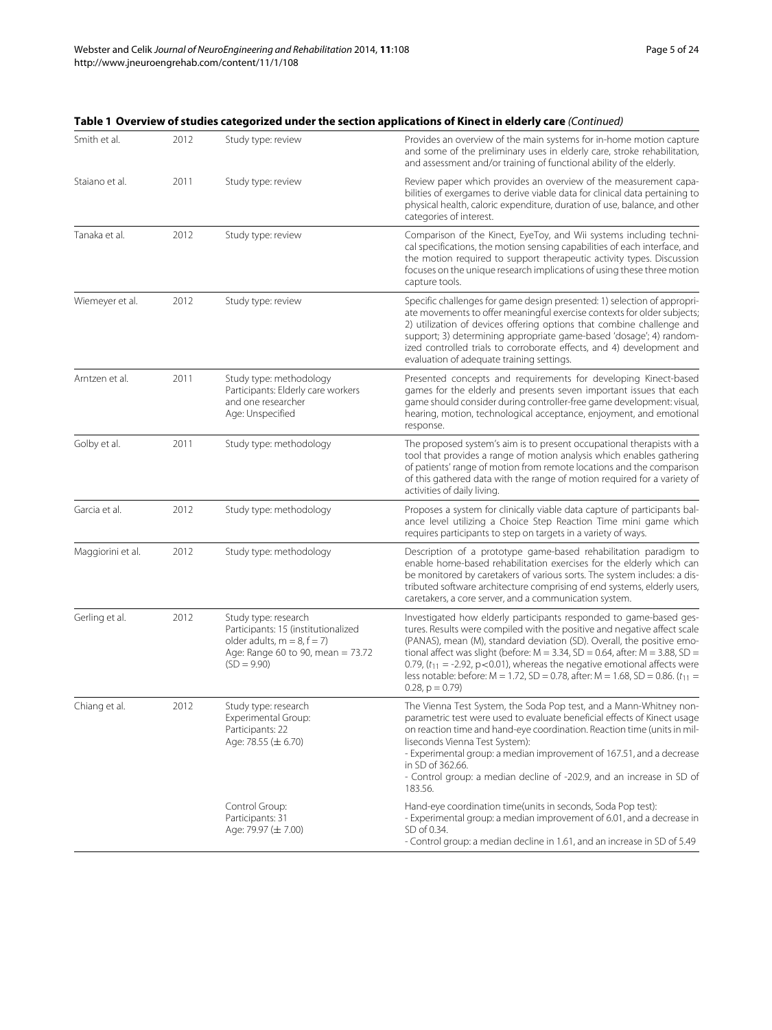**Table 1 Overview of studies categorized under the section applications of Kinect in elderly care** *(Continued)*

| | | | |
|---|---|---|---|
| Smith et al. | 2012 | Study type: review | Provides an overview of the main systems for in-home motion capture and some of the preliminary uses in elderly care, stroke rehabilitation, and assessment and/or training of functional ability of the elderly. |
| Staiano et al. | 2011 | Study type: review | Review paper which provides an overview of the measurement capabilities of exergames to derive viable data for clinical data pertaining to physical health, caloric expenditure, duration of use, balance, and other categories of interest. |
| Tanaka et al. | 2012 | Study type: review | Comparison of the Kinect, EyeToy, and Wii systems including technical specifications, the motion sensing capabilities of each interface, and the motion required to support therapeutic activity types. Discussion focuses on the unique research implications of using these three motion capture tools. |
| Wiemeyer et al. | 2012 | Study type: review | Specific challenges for game design presented: 1) selection of appropriate movements to offer meaningful exercise contexts for older subjects; 2) utilization of devices offering options that combine challenge and support; 3) determining appropriate game-based 'dosage'; 4) randomized controlled trials to corroborate effects, and 4) development and evaluation of adequate training settings. |
| Arntzen et al. | 2011 | Study type: methodology<br>Participants: Elderly care workers and one researcher<br>Age: Unspecified | Presented concepts and requirements for developing Kinect-based games for the elderly and presents seven important issues that each game should consider during controller-free game development: visual, hearing, motion, technological acceptance, enjoyment, and emotional response. |
| Golby et al. | 2011 | Study type: methodology | The proposed system's aim is to present occupational therapists with a tool that provides a range of motion analysis which enables gathering of patients' range of motion from remote locations and the comparison of this gathered data with the range of motion required for a variety of activities of daily living. |
| Garcia et al. | 2012 | Study type: methodology | Proposes a system for clinically viable data capture of participants balance level utilizing a Choice Step Reaction Time mini game which requires participants to step on targets in a variety of ways. |
| Maggiorini et al. | 2012 | Study type: methodology | Description of a prototype game-based rehabilitation paradigm to enable home-based rehabilitation exercises for the elderly which can be monitored by caretakers of various sorts. The system includes: a distributed software architecture comprising of end systems, elderly users, caretakers, a core server, and a communication system. |
| Gerling et al. | 2012 | Study type: research<br>Participants: 15 (institutionalized older adults, m = 8, f = 7)<br>Age: Range 60 to 90, mean = 73.72 (SD = 9.90) | Investigated how elderly participants responded to game-based gestures. Results were compiled with the positive and negative affect scale (PANAS), mean (M), standard deviation (SD). Overall, the positive emotional affect was slight (before: M = 3.34, SD = 0.64, after: M = 3.88, SD = 0.79, ($t_{11}$ = -2.92, p<0.01), whereas the negative emotional affects were less notable: before: M = 1.72, SD = 0.78, after: M = 1.68, SD = 0.86. ($t_{11}$ = 0.28, p = 0.79) |
| Chiang et al. | 2012 | Study type: research<br>Experimental Group:<br>Participants: 22<br>Age: 78.55 (± 6.70) | The Vienna Test System, the Soda Pop test, and a Mann-Whitney nonparametric test were used to evaluate beneficial effects of Kinect usage on reaction time and hand-eye coordination. Reaction time (units in milliseconds Vienna Test System):<br>- Experimental group: a median improvement of 167.51, and a decrease in SD of 362.66.<br>- Control group: a median decline of -202.9, and an increase in SD of 183.56. |
| | | Control Group:<br>Participants: 31<br>Age: 79.97 (± 7.00) | Hand-eye coordination time(units in seconds, Soda Pop test):<br>- Experimental group: a median improvement of 6.01, and a decrease in SD of 0.34.<br>- Control group: a median decline in 1.61, and an increase in SD of 5.49 |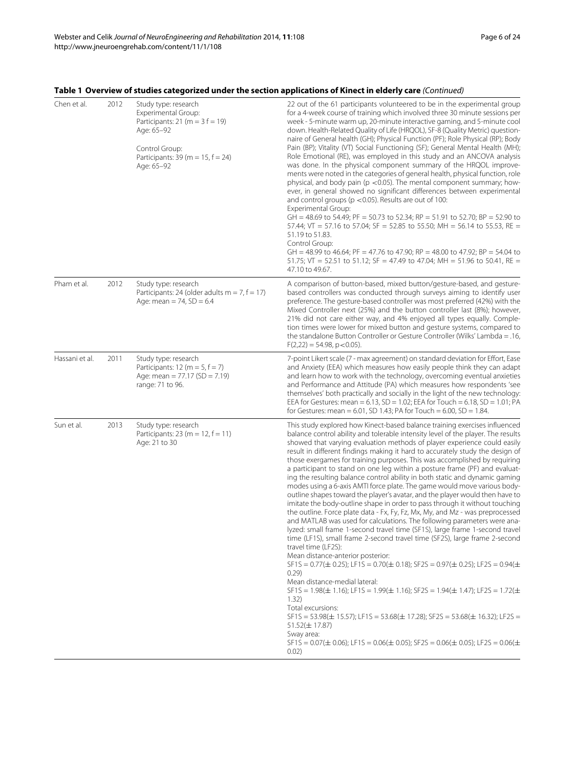**Table 1 Overview of studies categorized under the section applications of Kinect in elderly care** *(Continued)*

| | | | |
|---|---|---|---|
| Chen et al. | 2012 | Study type: research<br>Experimental Group:<br>Participants: 21 (m = 3 f = 19)<br>Age: 65–92<br><br>Control Group:<br>Participants: 39 (m = 15, f = 24)<br>Age: 65–92 | 22 out of the 61 participants volunteered to be in the experimental group for a 4-week course of training which involved three 30 minute sessions per week - 5-minute warm up, 20-minute interactive gaming, and 5-minute cool down. Health-Related Quality of Life (HRQOL), SF-8 (Quality Metric) questionnaire of General health (GH); Physical Function (PF); Role Physical (RP); Body Pain (BP); Vitality (VT) Social Functioning (SF); General Mental Health (MH); Role Emotional (RE), was employed in this study and an ANCOVA analysis was done. In the physical component summary of the HRQOL improvements were noted in the categories of general health, physical function, role physical, and body pain ($p < 0.05$). The mental component summary; however, in general showed no significant differences between experimental and control groups ($p < 0.05$). Results are out of 100:<br>Experimental Group:<br>GH = 48.69 to 54.49; PF = 50.73 to 52.34; RP = 51.91 to 52.70; BP = 52.90 to 57.44; VT = 57.16 to 57.04; SF = 52.85 to 55.50; MH = 56.14 to 55.53, RE = 51.19 to 51.83.<br>Control Group:<br>GH = 48.99 to 46.64; PF = 47.76 to 47.90; RP = 48.00 to 47.92; BP = 54.04 to 51.75; VT = 52.51 to 51.12; SF = 47.49 to 47.04; MH = 51.96 to 50.41, RE = 47.10 to 49.67. |
| Pham et al. | 2012 | Study type: research<br>Participants: 24 (older adults m = 7, f = 17)<br>Age: mean = 74, SD = 6.4 | A comparison of button-based, mixed button/gesture-based, and gesture-based controllers was conducted through surveys aiming to identify user preference. The gesture-based controller was most preferred (42%) with the Mixed Controller next (25%) and the button controller last (8%); however, 21% did not care either way, and 4% enjoyed all types equally. Completion times were lower for mixed button and gesture systems, compared to the standalone Button Controller or Gesture Controller (Wilks' Lambda = .16, $F(2,22) = 54.98$, $p<0.05$). |
| Hassani et al. | 2011 | Study type: research<br>Participants: 12 (m = 5, f = 7)<br>Age: mean = 77.17 (SD = 7.19)<br>range: 71 to 96. | 7-point Likert scale (7 - max agreement) on standard deviation for Effort, Ease and Anxiety (EEA) which measures how easily people think they can adapt and learn how to work with the technology, overcoming eventual anxieties and Performance and Attitude (PA) which measures how respondents 'see themselves' both practically and socially in the light of the new technology: EEA for Gestures: mean = 6.13, SD = 1.02; EEA for Touch = 6.18, SD = 1.01; PA for Gestures: mean = 6.01, SD 1.43; PA for Touch = 6.00, SD = 1.84. |
| Sun et al. | 2013 | Study type: research<br>Participants: 23 (m = 12, f = 11)<br>Age: 21 to 30 | This study explored how Kinect-based balance training exercises influenced balance control ability and tolerable intensity level of the player. The results showed that varying evaluation methods of player experience could easily result in different findings making it hard to accurately study the design of those exergames for training purposes. This was accomplished by requiring a participant to stand on one leg within a posture frame (PF) and evaluating the resulting balance control ability in both static and dynamic gaming modes using a 6-axis AMTI force plate. The game would move various body-outline shapes toward the player's avatar, and the player would then have to imitate the body-outline shape in order to pass through it without touching the outline. Force plate data - Fx, Fy, Fz, Mx, My, and Mz - was preprocessed and MATLAB was used for calculations. The following parameters were analyzed: small frame 1-second travel time (SF1S), large frame 1-second travel time (LF1S), small frame 2-second travel time (SF2S), large frame 2-second travel time (LF2S):<br>Mean distance-anterior posterior:<br>SF1S = 0.77(± 0.25); LF1S = 0.70(± 0.18); SF2S = 0.97(± 0.25); LF2S = 0.94(± 0.29)<br>Mean distance-medial lateral:<br>SF1S = 1.98(± 1.16); LF1S = 1.99(± 1.16); SF2S = 1.94(± 1.47); LF2S = 1.72(± 1.32)<br>Total excursions:<br>SF1S = 53.98(± 15.57); LF1S = 53.68(± 17.28); SF2S = 53.68(± 16.32); LF2S = 51.52(± 17.87)<br>Sway area:<br>SF1S = 0.07(± 0.06); LF1S = 0.06(± 0.05); SF2S = 0.06(± 0.05); LF2S = 0.06(± 0.02) |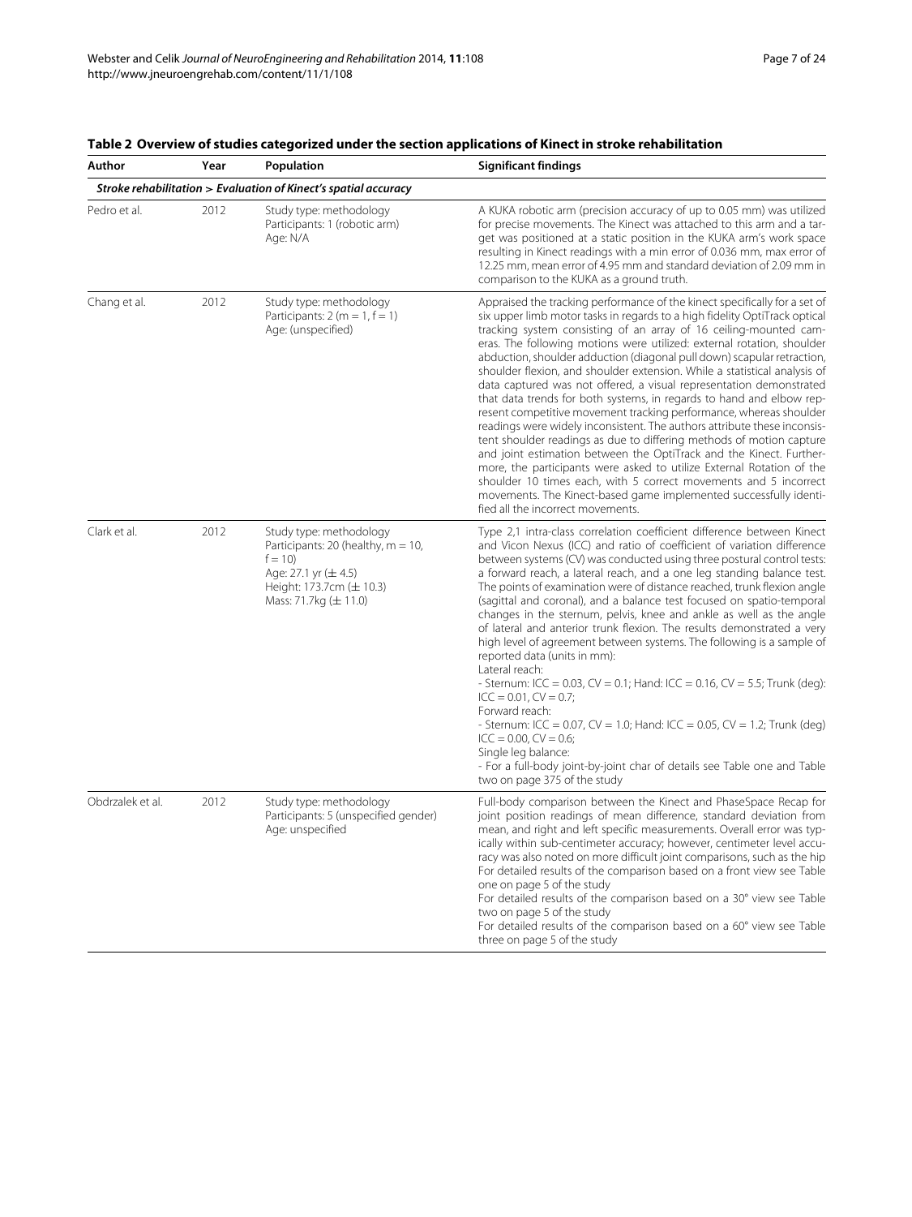**Table 2 Overview of studies categorized under the section applications of Kinect in stroke rehabilitation**

| Author | Year | Population | Significant findings |
|---|---|---|---|
| ***Stroke rehabilitation > Evaluation of Kinect's spatial accuracy*** | | | |
| Pedro et al. | 2012 | Study type: methodology<br>Participants: 1 (robotic arm)<br>Age: N/A | A KUKA robotic arm (precision accuracy of up to 0.05 mm) was utilized for precise movements. The Kinect was attached to this arm and a target was positioned at a static position in the KUKA arm's work space resulting in Kinect readings with a min error of 0.036 mm, max error of 12.25 mm, mean error of 4.95 mm and standard deviation of 2.09 mm in comparison to the KUKA as a ground truth. |
| Chang et al. | 2012 | Study type: methodology<br>Participants: 2 (m = 1, f = 1)<br>Age: (unspecified) | Appraised the tracking performance of the kinect specifically for a set of six upper limb motor tasks in regards to a high fidelity OptiTrack optical tracking system consisting of an array of 16 ceiling-mounted cameras. The following motions were utilized: external rotation, shoulder abduction, shoulder adduction (diagonal pull down) scapular retraction, shoulder flexion, and shoulder extension. While a statistical analysis of data captured was not offered, a visual representation demonstrated that data trends for both systems, in regards to hand and elbow represent competitive movement tracking performance, whereas shoulder readings were widely inconsistent. The authors attribute these inconsistent shoulder readings as due to differing methods of motion capture and joint estimation between the OptiTrack and the Kinect. Furthermore, the participants were asked to utilize External Rotation of the shoulder 10 times each, with 5 correct movements and 5 incorrect movements. The Kinect-based game implemented successfully identified all the incorrect movements. |
| Clark et al. | 2012 | Study type: methodology<br>Participants: 20 (healthy, m = 10, f = 10)<br>Age: 27.1 yr (± 4.5)<br>Height: 173.7cm (± 10.3)<br>Mass: 71.7kg (± 11.0) | Type 2,1 intra-class correlation coefficient difference between Kinect and Vicon Nexus (ICC) and ratio of coefficient of variation difference between systems (CV) was conducted using three postural control tests: a forward reach, a lateral reach, and a one leg standing balance test. The points of examination were of distance reached, trunk flexion angle (sagittal and coronal), and a balance test focused on spatio-temporal changes in the sternum, pelvis, knee and ankle as well as the angle of lateral and anterior trunk flexion. The results demonstrated a very high level of agreement between systems. The following is a sample of reported data (units in mm):<br>Lateral reach:<br>- Sternum: ICC = 0.03, CV = 0.1; Hand: ICC = 0.16, CV = 5.5; Trunk (deg): ICC = 0.01, CV = 0.7;<br>Forward reach:<br>- Sternum: ICC = 0.07, CV = 1.0; Hand: ICC = 0.05, CV = 1.2; Trunk (deg) ICC = 0.00, CV = 0.6;<br>Single leg balance:<br>- For a full-body joint-by-joint char of details see Table one and Table two on page 375 of the study |
| Obdrzalek et al. | 2012 | Study type: methodology<br>Participants: 5 (unspecified gender)<br>Age: unspecified | Full-body comparison between the Kinect and PhaseSpace Recap for joint position readings of mean difference, standard deviation from mean, and right and left specific measurements. Overall error was typically within sub-centimeter accuracy; however, centimeter level accuracy was also noted on more difficult joint comparisons, such as the hip For detailed results of the comparison based on a front view see Table one on page 5 of the study<br>For detailed results of the comparison based on a 30° view see Table two on page 5 of the study<br>For detailed results of the comparison based on a 60° view see Table three on page 5 of the study |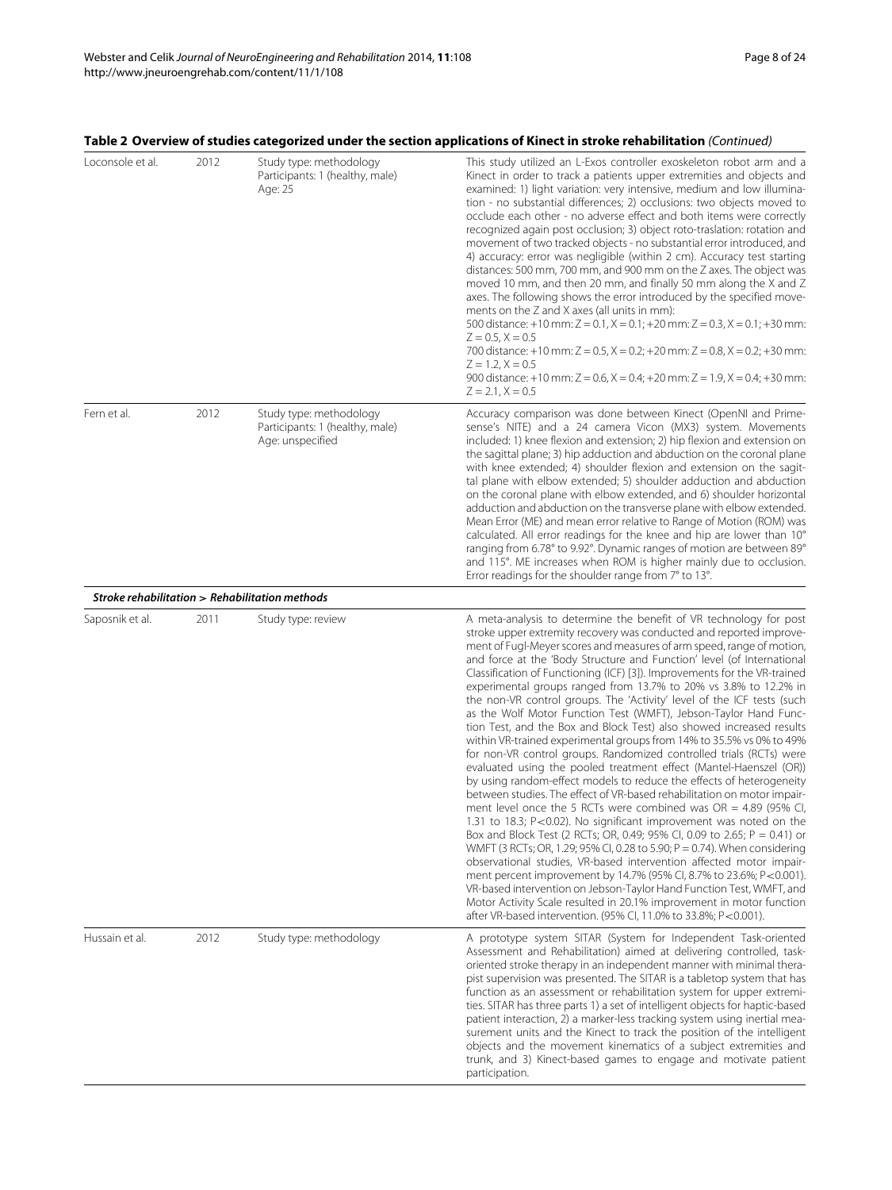**Table 2 Overview of studies categorized under the section applications of Kinect in stroke rehabilitation** *(Continued)*

| | | | |
|---|---|---|---|
| Loconsole et al. | 2012 | Study type: methodology<br>Participants: 1 (healthy, male)<br>Age: 25 | This study utilized an L-Exos controller exoskeleton robot arm and a Kinect in order to track a patients upper extremities and objects and examined: 1) light variation: very intensive, medium and low illumination - no substantial differences; 2) occlusions: two objects moved to occlude each other - no adverse effect and both items were correctly recognized again post occlusion; 3) object roto-traslation: rotation and movement of two tracked objects - no substantial error introduced, and 4) accuracy: error was negligible (within 2 cm). Accuracy test starting distances: 500 mm, 700 mm, and 900 mm on the Z axes. The object was moved 10 mm, and then 20 mm, and finally 50 mm along the X and Z axes. The following shows the error introduced by the specified movements on the Z and X axes (all units in mm):<br>500 distance: +10 mm: Z = 0.1, X = 0.1; +20 mm: Z = 0.3, X = 0.1; +30 mm: Z = 0.5, X = 0.5<br>700 distance: +10 mm: Z = 0.5, X = 0.2; +20 mm: Z = 0.8, X = 0.2; +30 mm: Z = 1.2, X = 0.5<br>900 distance: +10 mm: Z = 0.6, X = 0.4; +20 mm: Z = 1.9, X = 0.4; +30 mm: Z = 2.1, X = 0.5 |
| Fern et al. | 2012 | Study type: methodology<br>Participants: 1 (healthy, male)<br>Age: unspecified | Accuracy comparison was done between Kinect (OpenNI and Primesense's NITE) and a 24 camera Vicon (MX3) system. Movements included: 1) knee flexion and extension; 2) hip flexion and extension on the sagittal plane; 3) hip adduction and abduction on the coronal plane with knee extended; 4) shoulder flexion and extension on the sagittal plane with elbow extended; 5) shoulder adduction and abduction on the coronal plane with elbow extended, and 6) shoulder horizontal adduction and abduction on the transverse plane with elbow extended. Mean Error (ME) and mean error relative to Range of Motion (ROM) was calculated. All error readings for the knee and hip are lower than 10° ranging from 6.78° to 9.92°. Dynamic ranges of motion are between 89° and 115°. ME increases when ROM is higher mainly due to occlusion. Error readings for the shoulder range from 7° to 13°. |
| ***Stroke rehabilitation > Rehabilitation methods*** | | | |
| Saposnik et al. | 2011 | Study type: review | A meta-analysis to determine the benefit of VR technology for post stroke upper extremity recovery was conducted and reported improvement of Fugl-Meyer scores and measures of arm speed, range of motion, and force at the 'Body Structure and Function' level (of International Classification of Functioning (ICF) [3]). Improvements for the VR-trained experimental groups ranged from 13.7% to 20% vs 3.8% to 12.2% in the non-VR control groups. The 'Activity' level of the ICF tests (such as the Wolf Motor Function Test (WMFT), Jebson-Taylor Hand Function Test, and the Box and Block Test) also showed increased results within VR-trained experimental groups from 14% to 35.5% vs 0% to 49% for non-VR control groups. Randomized controlled trials (RCTs) were evaluated using the pooled treatment effect (Mantel-Haenszel (OR)) by using random-effect models to reduce the effects of heterogeneity between studies. The effect of VR-based rehabilitation on motor impairment level once the 5 RCTs were combined was OR = 4.89 (95% CI, 1.31 to 18.3; P<0.02). No significant improvement was noted on the Box and Block Test (2 RCTs; OR, 0.49; 95% CI, 0.09 to 2.65; P = 0.41) or WMFT (3 RCTs; OR, 1.29; 95% CI, 0.28 to 5.90; P = 0.74). When considering observational studies, VR-based intervention affected motor impairment percent improvement by 14.7% (95% CI, 8.7% to 23.6%; P<0.001). VR-based intervention on Jebson-Taylor Hand Function Test, WMFT, and Motor Activity Scale resulted in 20.1% improvement in motor function after VR-based intervention. (95% CI, 11.0% to 33.8%; P<0.001). |
| Hussain et al. | 2012 | Study type: methodology | A prototype system SITAR (System for Independent Task-oriented Assessment and Rehabilitation) aimed at delivering controlled, task-oriented stroke therapy in an independent manner with minimal therapist supervision was presented. The SITAR is a tabletop system that has function as an assessment or rehabilitation system for upper extremities. SITAR has three parts 1) a set of intelligent objects for haptic-based patient interaction, 2) a marker-less tracking system using inertial measurement units and the Kinect to track the position of the intelligent objects and the movement kinematics of a subject extremities and trunk, and 3) Kinect-based games to engage and motivate patient participation. |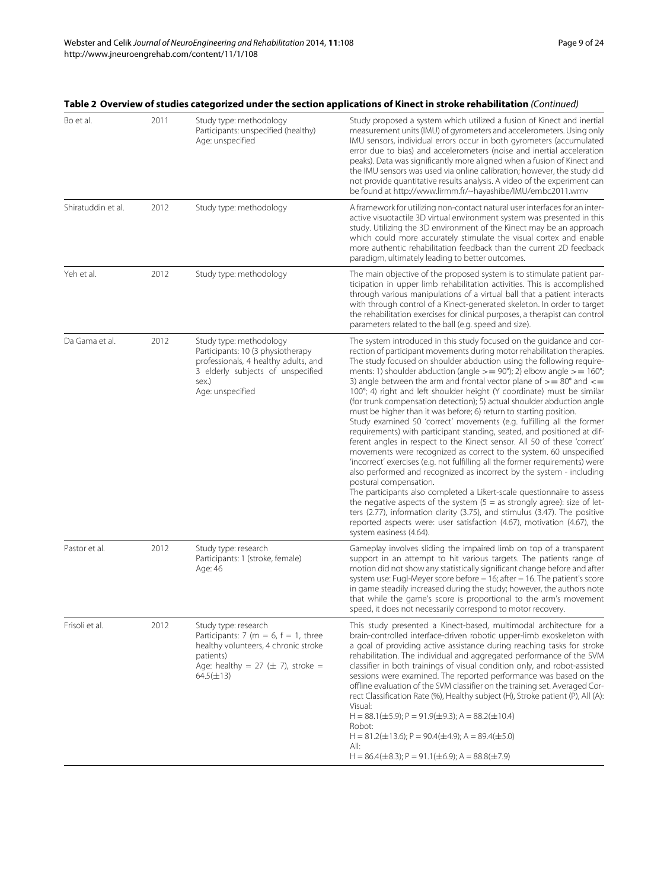**Table 2 Overview of studies categorized under the section applications of Kinect in stroke rehabilitation** *(Continued)*

| | | | |
|---|---|---|---|
| Bo et al. | 2011 | Study type: methodology<br>Participants: unspecified (healthy)<br>Age: unspecified | Study proposed a system which utilized a fusion of Kinect and inertial measurement units (IMU) of gyrometers and accelerometers. Using only IMU sensors, individual errors occur in both gyrometers (accumulated error due to bias) and accelerometers (noise and inertial acceleration peaks). Data was significantly more aligned when a fusion of Kinect and the IMU sensors was used via online calibration; however, the study did not provide quantitative results analysis. A video of the experiment can be found at http://www.lirmm.fr/~hayashibe/IMU/embc2011.wmv |
| Shiratuddin et al. | 2012 | Study type: methodology | A framework for utilizing non-contact natural user interfaces for an interactive visuotactile 3D virtual environment system was presented in this study. Utilizing the 3D environment of the Kinect may be an approach which could more accurately stimulate the visual cortex and enable more authentic rehabilitation feedback than the current 2D feedback paradigm, ultimately leading to better outcomes. |
| Yeh et al. | 2012 | Study type: methodology | The main objective of the proposed system is to stimulate patient participation in upper limb rehabilitation activities. This is accomplished through various manipulations of a virtual ball that a patient interacts with through control of a Kinect-generated skeleton. In order to target the rehabilitation exercises for clinical purposes, a therapist can control parameters related to the ball (e.g. speed and size). |
| Da Gama et al. | 2012 | Study type: methodology<br>Participants: 10 (3 physiotherapy professionals, 4 healthy adults, and 3 elderly subjects of unspecified sex.)<br>Age: unspecified | The system introduced in this study focused on the guidance and correction of participant movements during motor rehabilitation therapies. The study focused on shoulder abduction using the following requirements: 1) shoulder abduction (angle >= 90°); 2) elbow angle >= 160°; 3) angle between the arm and frontal vector plane of >= 80° and <= 100°; 4) right and left shoulder height (Y coordinate) must be similar (for trunk compensation detection); 5) actual shoulder abduction angle must be higher than it was before; 6) return to starting position.<br>Study examined 50 'correct' movements (e.g. fulfilling all the former requirements) with participant standing, seated, and positioned at different angles in respect to the Kinect sensor. All 50 of these 'correct' movements were recognized as correct to the system. 60 unspecified 'incorrect' exercises (e.g. not fulfilling all the former requirements) were also performed and recognized as incorrect by the system - including postural compensation.<br>The participants also completed a Likert-scale questionnaire to assess the negative aspects of the system (5 = as strongly agree): size of letters (2.77), information clarity (3.75), and stimulus (3.47). The positive reported aspects were: user satisfaction (4.67), motivation (4.67), the system easiness (4.64). |
| Pastor et al. | 2012 | Study type: research<br>Participants: 1 (stroke, female)<br>Age: 46 | Gameplay involves sliding the impaired limb on top of a transparent support in an attempt to hit various targets. The patients range of motion did not show any statistically significant change before and after system use: Fugl-Meyer score before = 16; after = 16. The patient's score in game steadily increased during the study; however, the authors note that while the game's score is proportional to the arm's movement speed, it does not necessarily correspond to motor recovery. |
| Frisoli et al. | 2012 | Study type: research<br>Participants: 7 (m = 6, f = 1, three healthy volunteers, 4 chronic stroke patients)<br>Age: healthy = 27 (± 7), stroke = 64.5(±13) | This study presented a Kinect-based, multimodal architecture for a brain-controlled interface-driven robotic upper-limb exoskeleton with a goal of providing active assistance during reaching tasks for stroke rehabilitation. The individual and aggregated performance of the SVM classifier in both trainings of visual condition only, and robot-assisted sessions were examined. The reported performance was based on the offline evaluation of the SVM classifier on the training set. Averaged Correct Classification Rate (%), Healthy subject (H), Stroke patient (P), All (A):<br>Visual:<br>H = 88.1(±5.9); P = 91.9(±9.3); A = 88.2(±10.4)<br>Robot:<br>H = 81.2(±13.6); P = 90.4(±4.9); A = 89.4(±5.0)<br>All:<br>H = 86.4(±8.3); P = 91.1(±6.9); A = 88.8(±7.9) |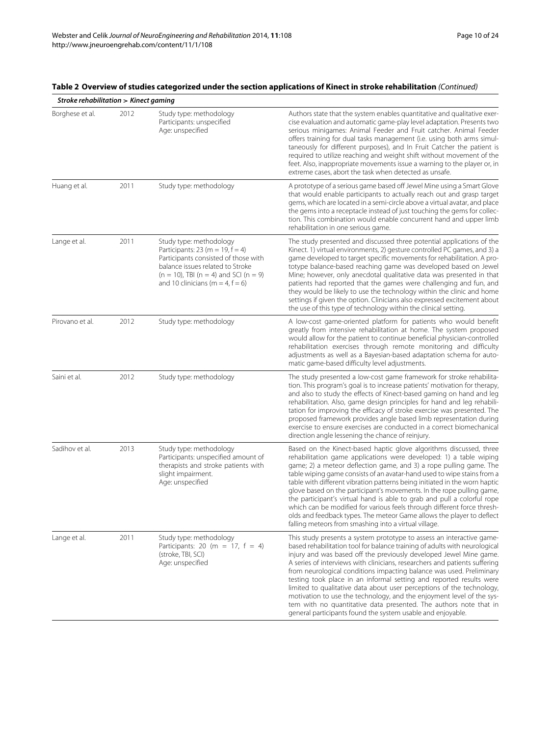**Table 2 Overview of studies categorized under the section applications of Kinect in stroke rehabilitation** *(Continued)*

| *Stroke rehabilitation > Kinect gaming* | | | |
|---|---|---|---|
| Borghese et al. | 2012 | Study type: methodology<br>Participants: unspecified<br>Age: unspecified | Authors state that the system enables quantitative and qualitative exercise evaluation and automatic game-play level adaptation. Presents two serious minigames: Animal Feeder and Fruit catcher. Animal Feeder offers training for dual tasks management (i.e. using both arms simultaneously for different purposes), and In Fruit Catcher the patient is required to utilize reaching and weight shift without movement of the feet. Also, inappropriate movements issue a warning to the player or, in extreme cases, abort the task when detected as unsafe. |
| Huang et al. | 2011 | Study type: methodology | A prototype of a serious game based off Jewel Mine using a Smart Glove that would enable participants to actually reach out and grasp target gems, which are located in a semi-circle above a virtual avatar, and place the gems into a receptacle instead of just touching the gems for collection. This combination would enable concurrent hand and upper limb rehabilitation in one serious game. |
| Lange et al. | 2011 | Study type: methodology<br>Participants: 23 (m = 19, f = 4)<br>Participants consisted of those with balance issues related to Stroke (n = 10), TBI (n = 4) and SCI (n = 9) and 10 clinicians (m = 4, f = 6) | The study presented and discussed three potential applications of the Kinect. 1) virtual environments, 2) gesture controlled PC games, and 3) a game developed to target specific movements for rehabilitation. A prototype balance-based reaching game was developed based on Jewel Mine; however, only anecdotal qualitative data was presented in that patients had reported that the games were challenging and fun, and they would be likely to use the technology within the clinic and home settings if given the option. Clinicians also expressed excitement about the use of this type of technology within the clinical setting. |
| Pirovano et al. | 2012 | Study type: methodology | A low-cost game-oriented platform for patients who would benefit greatly from intensive rehabilitation at home. The system proposed would allow for the patient to continue beneficial physician-controlled rehabilitation exercises through remote monitoring and difficulty adjustments as well as a Bayesian-based adaptation schema for automatic game-based difficulty level adjustments. |
| Saini et al. | 2012 | Study type: methodology | The study presented a low-cost game framework for stroke rehabilitation. This program's goal is to increase patients' motivation for therapy, and also to study the effects of Kinect-based gaming on hand and leg rehabilitation. Also, game design principles for hand and leg rehabilitation for improving the efficacy of stroke exercise was presented. The proposed framework provides angle based limb representation during exercise to ensure exercises are conducted in a correct biomechanical direction angle lessening the chance of reinjury. |
| Sadihov et al. | 2013 | Study type: methodology<br>Participants: unspecified amount of therapists and stroke patients with slight impairment.<br>Age: unspecified | Based on the Kinect-based haptic glove algorithms discussed, three rehabilitation game applications were developed: 1) a table wiping game; 2) a meteor deflection game, and 3) a rope pulling game. The table wiping game consists of an avatar-hand used to wipe stains from a table with different vibration patterns being initiated in the worn haptic glove based on the participant's movements. In the rope pulling game, the participant's virtual hand is able to grab and pull a colorful rope which can be modified for various feels through different force thresholds and feedback types. The meteor Game allows the player to deflect falling meteors from smashing into a virtual village. |
| Lange et al. | 2011 | Study type: methodology<br>Participants: 20 (m = 17, f = 4) (stroke, TBI, SCI)<br>Age: unspecified | This study presents a system prototype to assess an interactive game-based rehabilitation tool for balance training of adults with neurological injury and was based off the previously developed Jewel Mine game. A series of interviews with clinicians, researchers and patients suffering from neurological conditions impacting balance was used. Preliminary testing took place in an informal setting and reported results were limited to qualitative data about user perceptions of the technology, motivation to use the technology, and the enjoyment level of the system with no quantitative data presented. The authors note that in general participants found the system usable and enjoyable. |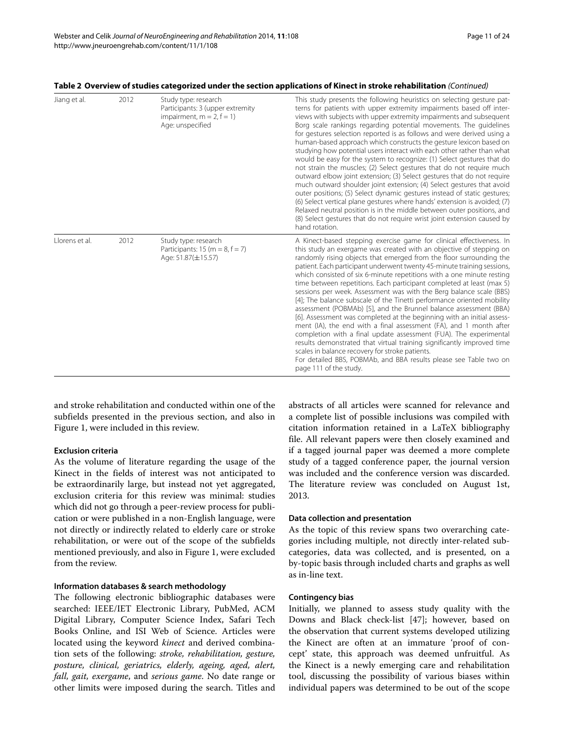**Table 2 Overview of studies categorized under the section applications of Kinect in stroke rehabilitation** *(Continued)*

| | | | |
|---|---|---|---|
| Jiang et al. | 2012 | Study type: research<br>Participants: 3 (upper extremity impairment, m = 2, f = 1)<br>Age: unspecified | This study presents the following heuristics on selecting gesture patterns for patients with upper extremity impairments based off interviews with subjects with upper extremity impairments and subsequent Borg scale rankings regarding potential movements. The guidelines for gestures selection reported is as follows and were derived using a human-based approach which constructs the gesture lexicon based on studying how potential users interact with each other rather than what would be easy for the system to recognize: (1) Select gestures that do not strain the muscles; (2) Select gestures that do not require much outward elbow joint extension; (3) Select gestures that do not require much outward shoulder joint extension; (4) Select gestures that avoid outer positions; (5) Select dynamic gestures instead of static gestures; (6) Select vertical plane gestures where hands' extension is avoided; (7) Relaxed neutral position is in the middle between outer positions, and (8) Select gestures that do not require wrist joint extension caused by hand rotation. |
| Llorens et al. | 2012 | Study type: research<br>Participants: 15 (m = 8, f = 7)<br>Age: 51.87(±15.57) | A Kinect-based stepping exercise game for clinical effectiveness. In this study an exergame was created with an objective of stepping on randomly rising objects that emerged from the floor surrounding the patient. Each participant underwent twenty 45-minute training sessions, which consisted of six 6-minute repetitions with a one minute resting time between repetitions. Each participant completed at least (max 5) sessions per week. Assessment was with the Berg balance scale (BBS) [4]; The balance subscale of the Tinetti performance oriented mobility assessment (POBMAb) [5], and the Brunnel balance assessment (BBA) [6]. Assessment was completed at the beginning with an initial assessment (IA), the end with a final assessment (FA), and 1 month after completion with a final update assessment (FUA). The experimental results demonstrated that virtual training significantly improved time scales in balance recovery for stroke patients.<br>For detailed BBS, POBMAb, and BBA results please see Table two on page 111 of the study. |

and stroke rehabilitation and conducted within one of the subfields presented in the previous section, and also in Figure 1, were included in this review.

#### Exclusion criteria

As the volume of literature regarding the usage of the Kinect in the fields of interest was not anticipated to be extraordinarily large, but instead not yet aggregated, exclusion criteria for this review was minimal: studies which did not go through a peer-review process for publication or were published in a non-English language, were not directly or indirectly related to elderly care or stroke rehabilitation, or were out of the scope of the subfields mentioned previously, and also in Figure 1, were excluded from the review.

#### Information databases & search methodology

The following electronic bibliographic databases were searched: IEEE/IET Electronic Library, PubMed, ACM Digital Library, Computer Science Index, Safari Tech Books Online, and ISI Web of Science. Articles were located using the keyword *kinect* and derived combination sets of the following: *stroke, rehabilitation, gesture, posture, clinical, geriatrics, elderly, ageing, aged, alert, fall, gait, exergame*, and *serious game*. No date range or other limits were imposed during the search. Titles and abstracts of all articles were scanned for relevance and a complete list of possible inclusions was compiled with citation information retained in a LaTeX bibliography file. All relevant papers were then closely examined and if a tagged journal paper was deemed a more complete study of a tagged conference paper, the journal version was included and the conference version was discarded. The literature review was concluded on August 1st, 2013.

#### Data collection and presentation

As the topic of this review spans two overarching categories including multiple, not directly inter-related subcategories, data was collected, and is presented, on a by-topic basis through included charts and graphs as well as in-line text.

#### Contingency bias

Initially, we planned to assess study quality with the Downs and Black check-list [47]; however, based on the observation that current systems developed utilizing the Kinect are often at an immature 'proof of concept' state, this approach was deemed unfruitful. As the Kinect is a newly emerging care and rehabilitation tool, discussing the possibility of various biases within individual papers was determined to be out of the scope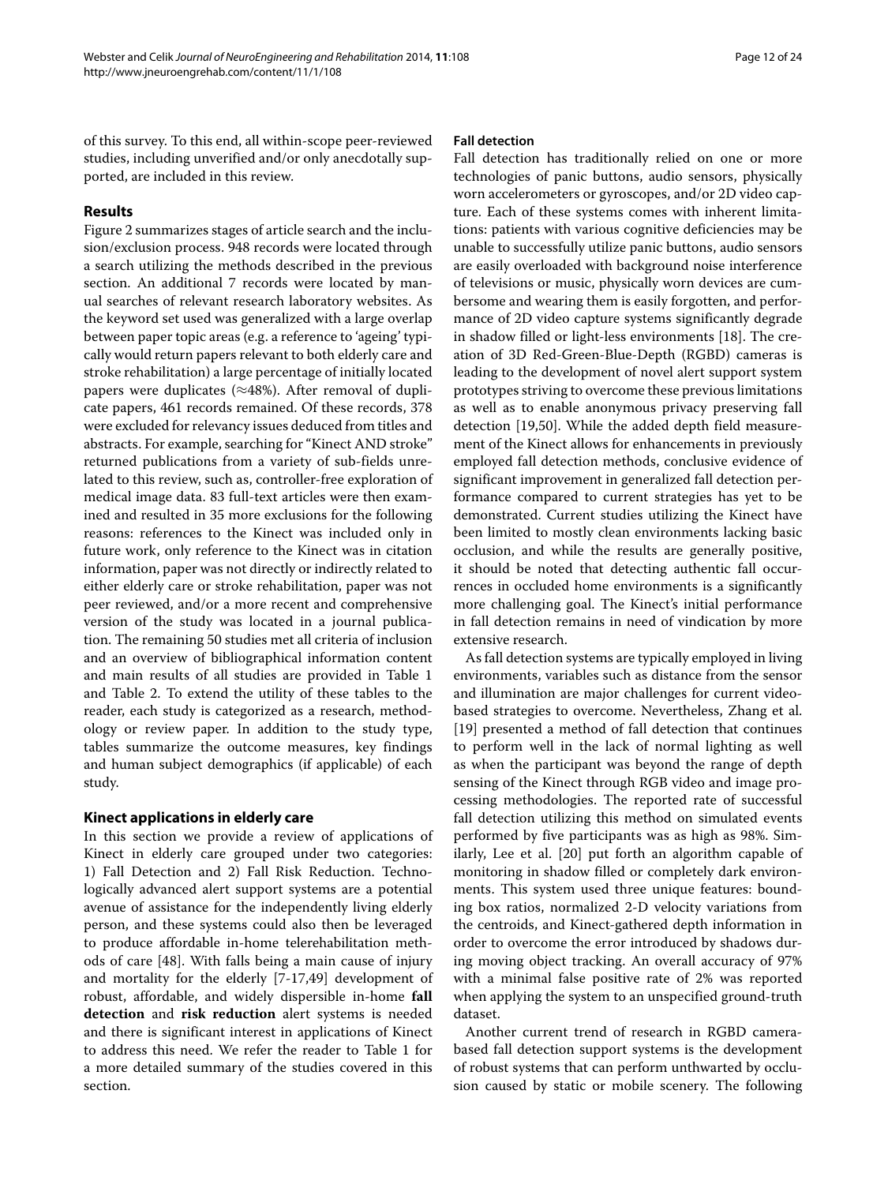of this survey. To this end, all within-scope peer-reviewed studies, including unverified and/or only anecdotally supported, are included in this review.

## Results

Figure 2 summarizes stages of article search and the inclusion/exclusion process. 948 records were located through a search utilizing the methods described in the previous section. An additional 7 records were located by manual searches of relevant research laboratory websites. As the keyword set used was generalized with a large overlap between paper topic areas (e.g. a reference to 'ageing' typically would return papers relevant to both elderly care and stroke rehabilitation) a large percentage of initially located papers were duplicates (≈48%). After removal of duplicate papers, 461 records remained. Of these records, 378 were excluded for relevancy issues deduced from titles and abstracts. For example, searching for "Kinect AND stroke" returned publications from a variety of sub-fields unrelated to this review, such as, controller-free exploration of medical image data. 83 full-text articles were then examined and resulted in 35 more exclusions for the following reasons: references to the Kinect was included only in future work, only reference to the Kinect was in citation information, paper was not directly or indirectly related to either elderly care or stroke rehabilitation, paper was not peer reviewed, and/or a more recent and comprehensive version of the study was located in a journal publication. The remaining 50 studies met all criteria of inclusion and an overview of bibliographical information content and main results of all studies are provided in Table 1 and Table 2. To extend the utility of these tables to the reader, each study is categorized as a research, methodology or review paper. In addition to the study type, tables summarize the outcome measures, key findings and human subject demographics (if applicable) of each study.

## Kinect applications in elderly care

In this section we provide a review of applications of Kinect in elderly care grouped under two categories: 1) Fall Detection and 2) Fall Risk Reduction. Technologically advanced alert support systems are a potential avenue of assistance for the independently living elderly person, and these systems could also then be leveraged to produce affordable in-home telerehabilitation methods of care [48]. With falls being a main cause of injury and mortality for the elderly [7-17,49] development of robust, affordable, and widely dispersible in-home **fall detection** and **risk reduction** alert systems is needed and there is significant interest in applications of Kinect to address this need. We refer the reader to Table 1 for a more detailed summary of the studies covered in this section.

### Fall detection

Fall detection has traditionally relied on one or more technologies of panic buttons, audio sensors, physically worn accelerometers or gyroscopes, and/or 2D video capture. Each of these systems comes with inherent limitations: patients with various cognitive deficiencies may be unable to successfully utilize panic buttons, audio sensors are easily overloaded with background noise interference of televisions or music, physically worn devices are cumbersome and wearing them is easily forgotten, and performance of 2D video capture systems significantly degrade in shadow filled or light-less environments [18]. The creation of 3D Red-Green-Blue-Depth (RGBD) cameras is leading to the development of novel alert support system prototypes striving to overcome these previous limitations as well as to enable anonymous privacy preserving fall detection [19,50]. While the added depth field measurement of the Kinect allows for enhancements in previously employed fall detection methods, conclusive evidence of significant improvement in generalized fall detection performance compared to current strategies has yet to be demonstrated. Current studies utilizing the Kinect have been limited to mostly clean environments lacking basic occlusion, and while the results are generally positive, it should be noted that detecting authentic fall occurrences in occluded home environments is a significantly more challenging goal. The Kinect's initial performance in fall detection remains in need of vindication by more extensive research.

As fall detection systems are typically employed in living environments, variables such as distance from the sensor and illumination are major challenges for current video-based strategies to overcome. Nevertheless, Zhang et al. [19] presented a method of fall detection that continues to perform well in the lack of normal lighting as well as when the participant was beyond the range of depth sensing of the Kinect through RGB video and image processing methodologies. The reported rate of successful fall detection utilizing this method on simulated events performed by five participants was as high as 98%. Similarly, Lee et al. [20] put forth an algorithm capable of monitoring in shadow filled or completely dark environments. This system used three unique features: bounding box ratios, normalized 2-D velocity variations from the centroids, and Kinect-gathered depth information in order to overcome the error introduced by shadows during moving object tracking. An overall accuracy of 97% with a minimal false positive rate of 2% was reported when applying the system to an unspecified ground-truth dataset.

Another current trend of research in RGBD camera-based fall detection support systems is the development of robust systems that can perform unthwarted by occlusion caused by static or mobile scenery. The following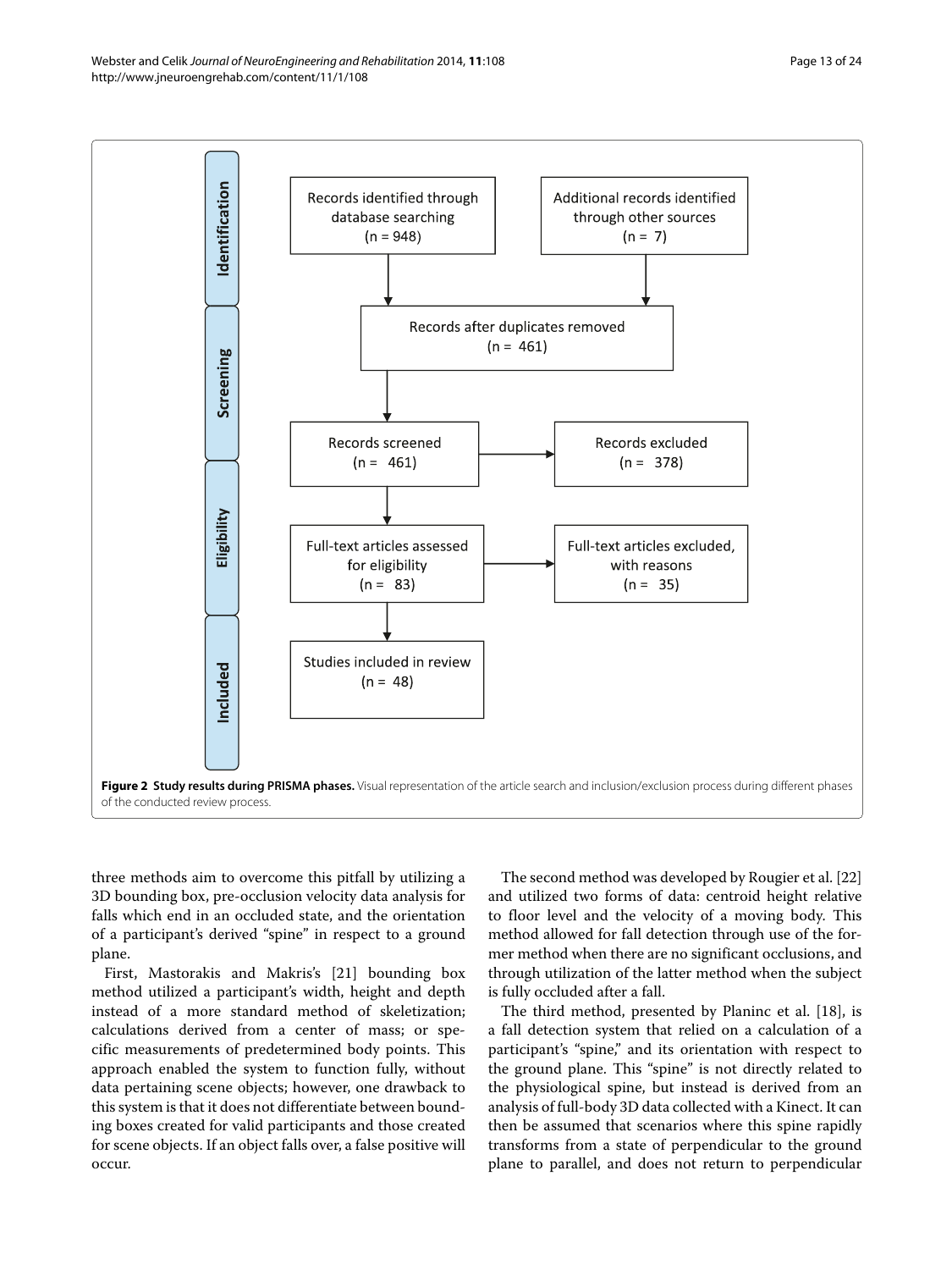**Figure 2 Study results during PRISMA phases.** Visual representation of the article search and inclusion/exclusion process during different phases of the conducted review process.

three methods aim to overcome this pitfall by utilizing a 3D bounding box, pre-occlusion velocity data analysis for falls which end in an occluded state, and the orientation of a participant's derived "spine" in respect to a ground plane.

First, Mastorakis and Makris's [21] bounding box method utilized a participant's width, height and depth instead of a more standard method of skeletization; calculations derived from a center of mass; or specific measurements of predetermined body points. This approach enabled the system to function fully, without data pertaining scene objects; however, one drawback to this system is that it does not differentiate between bounding boxes created for valid participants and those created for scene objects. If an object falls over, a false positive will occur.

The second method was developed by Rougier et al. [22] and utilized two forms of data: centroid height relative to floor level and the velocity of a moving body. This method allowed for fall detection through use of the former method when there are no significant occlusions, and through utilization of the latter method when the subject is fully occluded after a fall.

The third method, presented by Planinc et al. [18], is a fall detection system that relied on a calculation of a participant's "spine," and its orientation with respect to the ground plane. This "spine" is not directly related to the physiological spine, but instead is derived from an analysis of full-body 3D data collected with a Kinect. It can then be assumed that scenarios where this spine rapidly transforms from a state of perpendicular to the ground plane to parallel, and does not return to perpendicular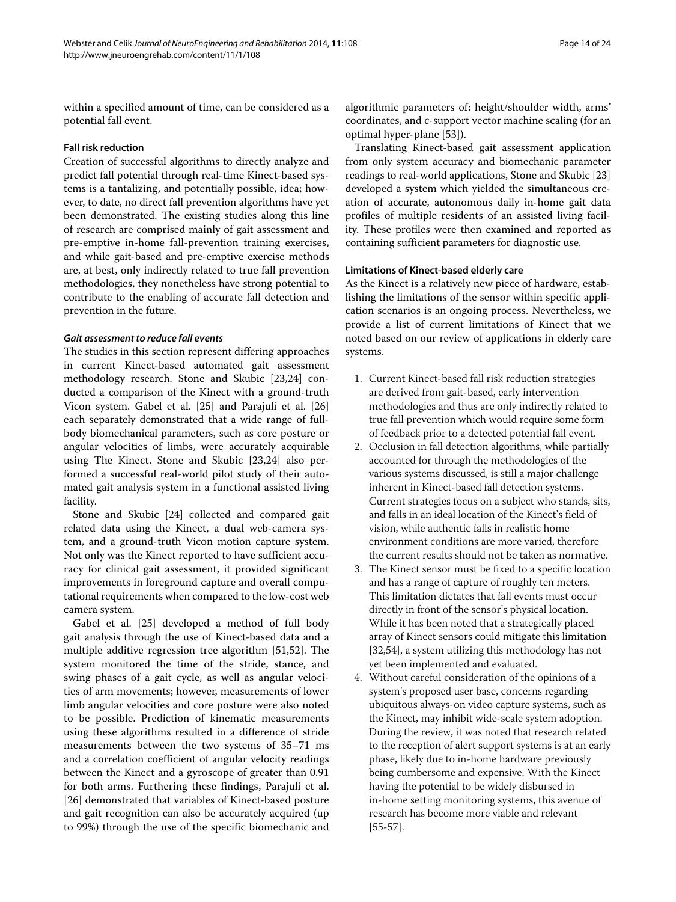within a specified amount of time, can be considered as a potential fall event.

### Fall risk reduction

Creation of successful algorithms to directly analyze and predict fall potential through real-time Kinect-based systems is a tantalizing, and potentially possible, idea; however, to date, no direct fall prevention algorithms have yet been demonstrated. The existing studies along this line of research are comprised mainly of gait assessment and pre-emptive in-home fall-prevention training exercises, and while gait-based and pre-emptive exercise methods are, at best, only indirectly related to true fall prevention methodologies, they nonetheless have strong potential to contribute to the enabling of accurate fall detection and prevention in the future.

#### *Gait assessment to reduce fall events*

The studies in this section represent differing approaches in current Kinect-based automated gait assessment methodology research. Stone and Skubic [23,24] conducted a comparison of the Kinect with a ground-truth Vicon system. Gabel et al. [25] and Parajuli et al. [26] each separately demonstrated that a wide range of full-body biomechanical parameters, such as core posture or angular velocities of limbs, were accurately acquirable using The Kinect. Stone and Skubic [23,24] also performed a successful real-world pilot study of their automated gait analysis system in a functional assisted living facility.

Stone and Skubic [24] collected and compared gait related data using the Kinect, a dual web-camera system, and a ground-truth Vicon motion capture system. Not only was the Kinect reported to have sufficient accuracy for clinical gait assessment, it provided significant improvements in foreground capture and overall computational requirements when compared to the low-cost web camera system.

Gabel et al. [25] developed a method of full body gait analysis through the use of Kinect-based data and a multiple additive regression tree algorithm [51,52]. The system monitored the time of the stride, stance, and swing phases of a gait cycle, as well as angular velocities of arm movements; however, measurements of lower limb angular velocities and core posture were also noted to be possible. Prediction of kinematic measurements using these algorithms resulted in a difference of stride measurements between the two systems of 35–71 ms and a correlation coefficient of angular velocity readings between the Kinect and a gyroscope of greater than 0.91 for both arms. Furthering these findings, Parajuli et al. [26] demonstrated that variables of Kinect-based posture and gait recognition can also be accurately acquired (up to 99%) through the use of the specific biomechanic and algorithmic parameters of: height/shoulder width, arms' coordinates, and c-support vector machine scaling (for an optimal hyper-plane [53]).

Translating Kinect-based gait assessment application from only system accuracy and biomechanic parameter readings to real-world applications, Stone and Skubic [23] developed a system which yielded the simultaneous creation of accurate, autonomous daily in-home gait data profiles of multiple residents of an assisted living facility. These profiles were then examined and reported as containing sufficient parameters for diagnostic use.

### Limitations of Kinect-based elderly care

As the Kinect is a relatively new piece of hardware, establishing the limitations of the sensor within specific application scenarios is an ongoing process. Nevertheless, we provide a list of current limitations of Kinect that we noted based on our review of applications in elderly care systems.

1. Current Kinect-based fall risk reduction strategies are derived from gait-based, early intervention methodologies and thus are only indirectly related to true fall prevention which would require some form of feedback prior to a detected potential fall event.
2. Occlusion in fall detection algorithms, while partially accounted for through the methodologies of the various systems discussed, is still a major challenge inherent in Kinect-based fall detection systems. Current strategies focus on a subject who stands, sits, and falls in an ideal location of the Kinect's field of vision, while authentic falls in realistic home environment conditions are more varied, therefore the current results should not be taken as normative.
3. The Kinect sensor must be fixed to a specific location and has a range of capture of roughly ten meters. This limitation dictates that fall events must occur directly in front of the sensor's physical location. While it has been noted that a strategically placed array of Kinect sensors could mitigate this limitation [32,54], a system utilizing this methodology has not yet been implemented and evaluated.
4. Without careful consideration of the opinions of a system's proposed user base, concerns regarding ubiquitous always-on video capture systems, such as the Kinect, may inhibit wide-scale system adoption. During the review, it was noted that research related to the reception of alert support systems is at an early phase, likely due to in-home hardware previously being cumbersome and expensive. With the Kinect having the potential to be widely disbursed in in-home setting monitoring systems, this avenue of research has become more viable and relevant [55-57].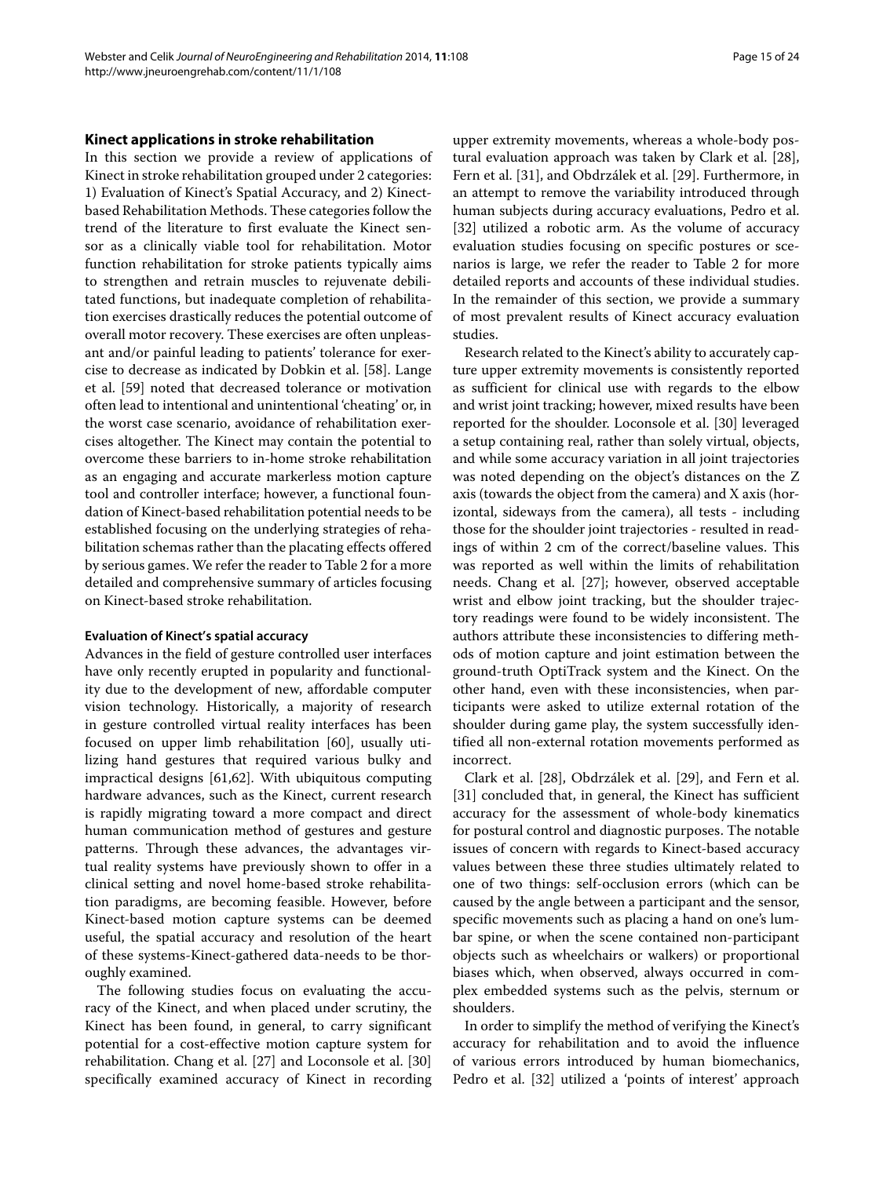### Kinect applications in stroke rehabilitation

In this section we provide a review of applications of Kinect in stroke rehabilitation grouped under 2 categories: 1) Evaluation of Kinect's Spatial Accuracy, and 2) Kinect-based Rehabilitation Methods. These categories follow the trend of the literature to first evaluate the Kinect sensor as a clinically viable tool for rehabilitation. Motor function rehabilitation for stroke patients typically aims to strengthen and retrain muscles to rejuvenate debilitated functions, but inadequate completion of rehabilitation exercises drastically reduces the potential outcome of overall motor recovery. These exercises are often unpleasant and/or painful leading to patients' tolerance for exercise to decrease as indicated by Dobkin et al. [58]. Lange et al. [59] noted that decreased tolerance or motivation often lead to intentional and unintentional 'cheating' or, in the worst case scenario, avoidance of rehabilitation exercises altogether. The Kinect may contain the potential to overcome these barriers to in-home stroke rehabilitation as an engaging and accurate markerless motion capture tool and controller interface; however, a functional foundation of Kinect-based rehabilitation potential needs to be established focusing on the underlying strategies of rehabilitation schemas rather than the placating effects offered by serious games. We refer the reader to Table 2 for a more detailed and comprehensive summary of articles focusing on Kinect-based stroke rehabilitation.

#### Evaluation of Kinect's spatial accuracy

Advances in the field of gesture controlled user interfaces have only recently erupted in popularity and functionality due to the development of new, affordable computer vision technology. Historically, a majority of research in gesture controlled virtual reality interfaces has been focused on upper limb rehabilitation [60], usually utilizing hand gestures that required various bulky and impractical designs [61,62]. With ubiquitous computing hardware advances, such as the Kinect, current research is rapidly migrating toward a more compact and direct human communication method of gestures and gesture patterns. Through these advances, the advantages virtual reality systems have previously shown to offer in a clinical setting and novel home-based stroke rehabilitation paradigms, are becoming feasible. However, before Kinect-based motion capture systems can be deemed useful, the spatial accuracy and resolution of the heart of these systems-Kinect-gathered data-needs to be thoroughly examined.

The following studies focus on evaluating the accuracy of the Kinect, and when placed under scrutiny, the Kinect has been found, in general, to carry significant potential for a cost-effective motion capture system for rehabilitation. Chang et al. [27] and Loconsole et al. [30] specifically examined accuracy of Kinect in recording upper extremity movements, whereas a whole-body postural evaluation approach was taken by Clark et al. [28], Fern et al. [31], and Obdrzálek et al. [29]. Furthermore, in an attempt to remove the variability introduced through human subjects during accuracy evaluations, Pedro et al. [32] utilized a robotic arm. As the volume of accuracy evaluation studies focusing on specific postures or scenarios is large, we refer the reader to Table 2 for more detailed reports and accounts of these individual studies. In the remainder of this section, we provide a summary of most prevalent results of Kinect accuracy evaluation studies.

Research related to the Kinect's ability to accurately capture upper extremity movements is consistently reported as sufficient for clinical use with regards to the elbow and wrist joint tracking; however, mixed results have been reported for the shoulder. Loconsole et al. [30] leveraged a setup containing real, rather than solely virtual, objects, and while some accuracy variation in all joint trajectories was noted depending on the object's distances on the Z axis (towards the object from the camera) and X axis (horizontal, sideways from the camera), all tests - including those for the shoulder joint trajectories - resulted in readings of within 2 cm of the correct/baseline values. This was reported as well within the limits of rehabilitation needs. Chang et al. [27]; however, observed acceptable wrist and elbow joint tracking, but the shoulder trajectory readings were found to be widely inconsistent. The authors attribute these inconsistencies to differing methods of motion capture and joint estimation between the ground-truth OptiTrack system and the Kinect. On the other hand, even with these inconsistencies, when participants were asked to utilize external rotation of the shoulder during game play, the system successfully identified all non-external rotation movements performed as incorrect.

Clark et al. [28], Obdrzálek et al. [29], and Fern et al. [31] concluded that, in general, the Kinect has sufficient accuracy for the assessment of whole-body kinematics for postural control and diagnostic purposes. The notable issues of concern with regards to Kinect-based accuracy values between these three studies ultimately related to one of two things: self-occlusion errors (which can be caused by the angle between a participant and the sensor, specific movements such as placing a hand on one's lumbar spine, or when the scene contained non-participant objects such as wheelchairs or walkers) or proportional biases which, when observed, always occurred in complex embedded systems such as the pelvis, sternum or shoulders.

In order to simplify the method of verifying the Kinect's accuracy for rehabilitation and to avoid the influence of various errors introduced by human biomechanics, Pedro et al. [32] utilized a 'points of interest' approach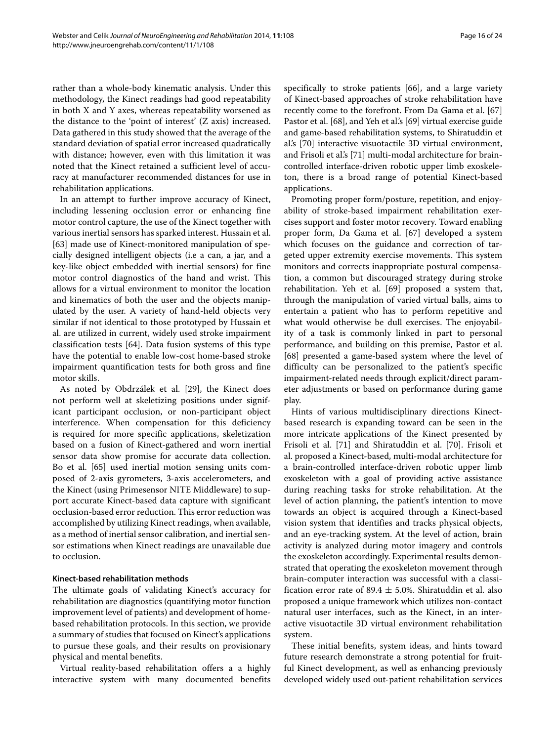rather than a whole-body kinematic analysis. Under this methodology, the Kinect readings had good repeatability in both X and Y axes, whereas repeatability worsened as the distance to the 'point of interest' (Z axis) increased. Data gathered in this study showed that the average of the standard deviation of spatial error increased quadratically with distance; however, even with this limitation it was noted that the Kinect retained a sufficient level of accuracy at manufacturer recommended distances for use in rehabilitation applications.

In an attempt to further improve accuracy of Kinect, including lessening occlusion error or enhancing fine motor control capture, the use of the Kinect together with various inertial sensors has sparked interest. Hussain et al. [63] made use of Kinect-monitored manipulation of specially designed intelligent objects (i.e a can, a jar, and a key-like object embedded with inertial sensors) for fine motor control diagnostics of the hand and wrist. This allows for a virtual environment to monitor the location and kinematics of both the user and the objects manipulated by the user. A variety of hand-held objects very similar if not identical to those prototyped by Hussain et al. are utilized in current, widely used stroke impairment classification tests [64]. Data fusion systems of this type have the potential to enable low-cost home-based stroke impairment quantification tests for both gross and fine motor skills.

As noted by Obdrzálek et al. [29], the Kinect does not perform well at skeletizing positions under significant participant occlusion, or non-participant object interference. When compensation for this deficiency is required for more specific applications, skeletization based on a fusion of Kinect-gathered and worn inertial sensor data show promise for accurate data collection. Bo et al. [65] used inertial motion sensing units composed of 2-axis gyrometers, 3-axis accelerometers, and the Kinect (using Primesensor NITE Middleware) to support accurate Kinect-based data capture with significant occlusion-based error reduction. This error reduction was accomplished by utilizing Kinect readings, when available, as a method of inertial sensor calibration, and inertial sensor estimations when Kinect readings are unavailable due to occlusion.

#### Kinect-based rehabilitation methods

The ultimate goals of validating Kinect's accuracy for rehabilitation are diagnostics (quantifying motor function improvement level of patients) and development of home-based rehabilitation protocols. In this section, we provide a summary of studies that focused on Kinect's applications to pursue these goals, and their results on provisionary physical and mental benefits.

Virtual reality-based rehabilitation offers a a highly interactive system with many documented benefits specifically to stroke patients [66], and a large variety of Kinect-based approaches of stroke rehabilitation have recently come to the forefront. From Da Gama et al. [67] Pastor et al. [68], and Yeh et al.'s [69] virtual exercise guide and game-based rehabilitation systems, to Shiratuddin et al.'s [70] interactive visuotactile 3D virtual environment, and Frisoli et al.'s [71] multi-modal architecture for brain-controlled interface-driven robotic upper limb exoskeleton, there is a broad range of potential Kinect-based applications.

Promoting proper form/posture, repetition, and enjoyability of stroke-based impairment rehabilitation exercises support and foster motor recovery. Toward enabling proper form, Da Gama et al. [67] developed a system which focuses on the guidance and correction of targeted upper extremity exercise movements. This system monitors and corrects inappropriate postural compensation, a common but discouraged strategy during stroke rehabilitation. Yeh et al. [69] proposed a system that, through the manipulation of varied virtual balls, aims to entertain a patient who has to perform repetitive and what would otherwise be dull exercises. The enjoyability of a task is commonly linked in part to personal performance, and building on this premise, Pastor et al. [68] presented a game-based system where the level of difficulty can be personalized to the patient's specific impairment-related needs through explicit/direct parameter adjustments or based on performance during game play.

Hints of various multidisciplinary directions Kinect-based research is expanding toward can be seen in the more intricate applications of the Kinect presented by Frisoli et al. [71] and Shiratuddin et al. [70]. Frisoli et al. proposed a Kinect-based, multi-modal architecture for a brain-controlled interface-driven robotic upper limb exoskeleton with a goal of providing active assistance during reaching tasks for stroke rehabilitation. At the level of action planning, the patient's intention to move towards an object is acquired through a Kinect-based vision system that identifies and tracks physical objects, and an eye-tracking system. At the level of action, brain activity is analyzed during motor imagery and controls the exoskeleton accordingly. Experimental results demonstrated that operating the exoskeleton movement through brain-computer interaction was successful with a classification error rate of $89.4 \pm 5.0\%$. Shiratuddin et al. also proposed a unique framework which utilizes non-contact natural user interfaces, such as the Kinect, in an interactive visuotactile 3D virtual environment rehabilitation system.

These initial benefits, system ideas, and hints toward future research demonstrate a strong potential for fruitful Kinect development, as well as enhancing previously developed widely used out-patient rehabilitation services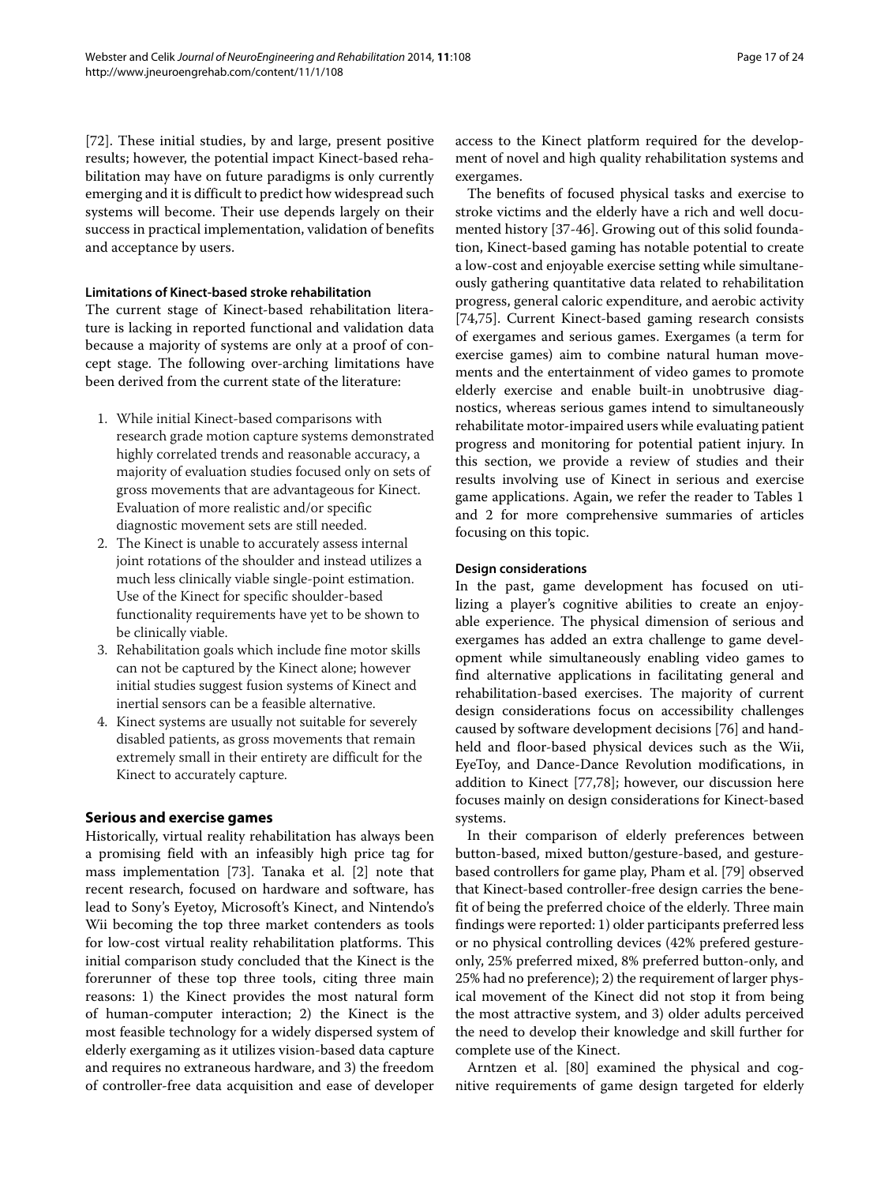[72]. These initial studies, by and large, present positive results; however, the potential impact Kinect-based rehabilitation may have on future paradigms is only currently emerging and it is difficult to predict how widespread such systems will become. Their use depends largely on their success in practical implementation, validation of benefits and acceptance by users.

#### Limitations of Kinect-based stroke rehabilitation

The current stage of Kinect-based rehabilitation literature is lacking in reported functional and validation data because a majority of systems are only at a proof of concept stage. The following over-arching limitations have been derived from the current state of the literature:

1. While initial Kinect-based comparisons with research grade motion capture systems demonstrated highly correlated trends and reasonable accuracy, a majority of evaluation studies focused only on sets of gross movements that are advantageous for Kinect. Evaluation of more realistic and/or specific diagnostic movement sets are still needed.
2. The Kinect is unable to accurately assess internal joint rotations of the shoulder and instead utilizes a much less clinically viable single-point estimation. Use of the Kinect for specific shoulder-based functionality requirements have yet to be shown to be clinically viable.
3. Rehabilitation goals which include fine motor skills can not be captured by the Kinect alone; however initial studies suggest fusion systems of Kinect and inertial sensors can be a feasible alternative.
4. Kinect systems are usually not suitable for severely disabled patients, as gross movements that remain extremely small in their entirety are difficult for the Kinect to accurately capture.

### Serious and exercise games

Historically, virtual reality rehabilitation has always been a promising field with an infeasibly high price tag for mass implementation [73]. Tanaka et al. [2] note that recent research, focused on hardware and software, has lead to Sony's Eyetoy, Microsoft's Kinect, and Nintendo's Wii becoming the top three market contenders as tools for low-cost virtual reality rehabilitation platforms. This initial comparison study concluded that the Kinect is the forerunner of these top three tools, citing three main reasons: 1) the Kinect provides the most natural form of human-computer interaction; 2) the Kinect is the most feasible technology for a widely dispersed system of elderly exergaming as it utilizes vision-based data capture and requires no extraneous hardware, and 3) the freedom of controller-free data acquisition and ease of developer access to the Kinect platform required for the development of novel and high quality rehabilitation systems and exergames.

The benefits of focused physical tasks and exercise to stroke victims and the elderly have a rich and well documented history [37-46]. Growing out of this solid foundation, Kinect-based gaming has notable potential to create a low-cost and enjoyable exercise setting while simultaneously gathering quantitative data related to rehabilitation progress, general caloric expenditure, and aerobic activity [74,75]. Current Kinect-based gaming research consists of exergames and serious games. Exergames (a term for exercise games) aim to combine natural human movements and the entertainment of video games to promote elderly exercise and enable built-in unobtrusive diagnostics, whereas serious games intend to simultaneously rehabilitate motor-impaired users while evaluating patient progress and monitoring for potential patient injury. In this section, we provide a review of studies and their results involving use of Kinect in serious and exercise game applications. Again, we refer the reader to Tables 1 and 2 for more comprehensive summaries of articles focusing on this topic.

#### Design considerations

In the past, game development has focused on utilizing a player's cognitive abilities to create an enjoyable experience. The physical dimension of serious and exergames has added an extra challenge to game development while simultaneously enabling video games to find alternative applications in facilitating general and rehabilitation-based exercises. The majority of current design considerations focus on accessibility challenges caused by software development decisions [76] and hand-held and floor-based physical devices such as the Wii, EyeToy, and Dance-Dance Revolution modifications, in addition to Kinect [77,78]; however, our discussion here focuses mainly on design considerations for Kinect-based systems.

In their comparison of elderly preferences between button-based, mixed button/gesture-based, and gesture-based controllers for game play, Pham et al. [79] observed that Kinect-based controller-free design carries the benefit of being the preferred choice of the elderly. Three main findings were reported: 1) older participants preferred less or no physical controlling devices (42% prefered gesture-only, 25% preferred mixed, 8% preferred button-only, and 25% had no preference); 2) the requirement of larger physical movement of the Kinect did not stop it from being the most attractive system, and 3) older adults perceived the need to develop their knowledge and skill further for complete use of the Kinect.

Arntzen et al. [80] examined the physical and cognitive requirements of game design targeted for elderly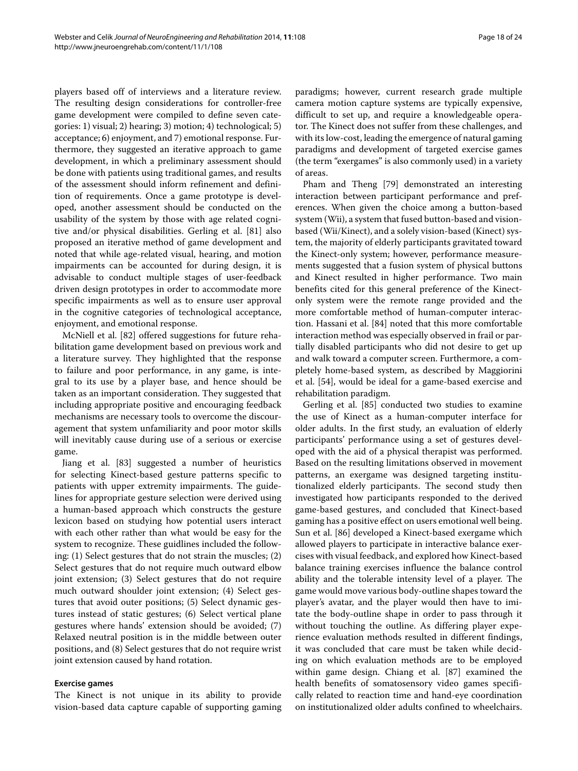players based off of interviews and a literature review. The resulting design considerations for controller-free game development were compiled to define seven categories: 1) visual; 2) hearing; 3) motion; 4) technological; 5) acceptance; 6) enjoyment, and 7) emotional response. Furthermore, they suggested an iterative approach to game development, in which a preliminary assessment should be done with patients using traditional games, and results of the assessment should inform refinement and definition of requirements. Once a game prototype is developed, another assessment should be conducted on the usability of the system by those with age related cognitive and/or physical disabilities. Gerling et al. [81] also proposed an iterative method of game development and noted that while age-related visual, hearing, and motion impairments can be accounted for during design, it is advisable to conduct multiple stages of user-feedback driven design prototypes in order to accommodate more specific impairments as well as to ensure user approval in the cognitive categories of technological acceptance, enjoyment, and emotional response.

McNiell et al. [82] offered suggestions for future rehabilitation game development based on previous work and a literature survey. They highlighted that the response to failure and poor performance, in any game, is integral to its use by a player base, and hence should be taken as an important consideration. They suggested that including appropriate positive and encouraging feedback mechanisms are necessary tools to overcome the discouragement that system unfamiliarity and poor motor skills will inevitably cause during use of a serious or exercise game.

Jiang et al. [83] suggested a number of heuristics for selecting Kinect-based gesture patterns specific to patients with upper extremity impairments. The guidelines for appropriate gesture selection were derived using a human-based approach which constructs the gesture lexicon based on studying how potential users interact with each other rather than what would be easy for the system to recognize. These guidlines included the following: (1) Select gestures that do not strain the muscles; (2) Select gestures that do not require much outward elbow joint extension; (3) Select gestures that do not require much outward shoulder joint extension; (4) Select gestures that avoid outer positions; (5) Select dynamic gestures instead of static gestures; (6) Select vertical plane gestures where hands' extension should be avoided; (7) Relaxed neutral position is in the middle between outer positions, and (8) Select gestures that do not require wrist joint extension caused by hand rotation.

### Exercise games

The Kinect is not unique in its ability to provide vision-based data capture capable of supporting gaming paradigms; however, current research grade multiple camera motion capture systems are typically expensive, difficult to set up, and require a knowledgeable operator. The Kinect does not suffer from these challenges, and with its low-cost, leading the emergence of natural gaming paradigms and development of targeted exercise games (the term "exergames" is also commonly used) in a variety of areas.

Pham and Theng [79] demonstrated an interesting interaction between participant performance and preferences. When given the choice among a button-based system (Wii), a system that fused button-based and vision-based (Wii/Kinect), and a solely vision-based (Kinect) system, the majority of elderly participants gravitated toward the Kinect-only system; however, performance measurements suggested that a fusion system of physical buttons and Kinect resulted in higher performance. Two main benefits cited for this general preference of the Kinect-only system were the remote range provided and the more comfortable method of human-computer interaction. Hassani et al. [84] noted that this more comfortable interaction method was especially observed in frail or partially disabled participants who did not desire to get up and walk toward a computer screen. Furthermore, a completely home-based system, as described by Maggiorini et al. [54], would be ideal for a game-based exercise and rehabilitation paradigm.

Gerling et al. [85] conducted two studies to examine the use of Kinect as a human-computer interface for older adults. In the first study, an evaluation of elderly participants' performance using a set of gestures developed with the aid of a physical therapist was performed. Based on the resulting limitations observed in movement patterns, an exergame was designed targeting institutionalized elderly participants. The second study then investigated how participants responded to the derived game-based gestures, and concluded that Kinect-based gaming has a positive effect on users emotional well being. Sun et al. [86] developed a Kinect-based exergame which allowed players to participate in interactive balance exercises with visual feedback, and explored how Kinect-based balance training exercises influence the balance control ability and the tolerable intensity level of a player. The game would move various body-outline shapes toward the player's avatar, and the player would then have to imitate the body-outline shape in order to pass through it without touching the outline. As differing player experience evaluation methods resulted in different findings, it was concluded that care must be taken while deciding on which evaluation methods are to be employed within game design. Chiang et al. [87] examined the health benefits of somatosensory video games specifically related to reaction time and hand-eye coordination on institutionalized older adults confined to wheelchairs.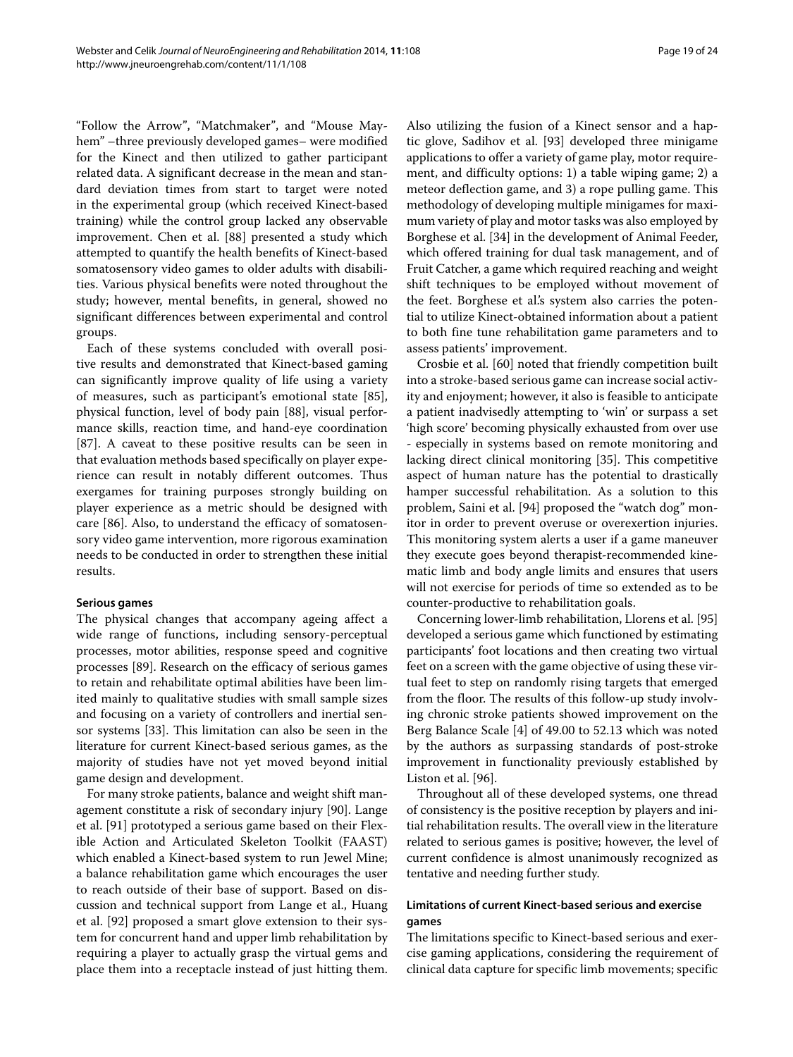"Follow the Arrow", "Matchmaker", and "Mouse Mayhem" –three previously developed games– were modified for the Kinect and then utilized to gather participant related data. A significant decrease in the mean and standard deviation times from start to target were noted in the experimental group (which received Kinect-based training) while the control group lacked any observable improvement. Chen et al. [88] presented a study which attempted to quantify the health benefits of Kinect-based somatosensory video games to older adults with disabilities. Various physical benefits were noted throughout the study; however, mental benefits, in general, showed no significant differences between experimental and control groups.

Each of these systems concluded with overall positive results and demonstrated that Kinect-based gaming can significantly improve quality of life using a variety of measures, such as participant's emotional state [85], physical function, level of body pain [88], visual performance skills, reaction time, and hand-eye coordination [87]. A caveat to these positive results can be seen in that evaluation methods based specifically on player experience can result in notably different outcomes. Thus exergames for training purposes strongly building on player experience as a metric should be designed with care [86]. Also, to understand the efficacy of somatosensory video game intervention, more rigorous examination needs to be conducted in order to strengthen these initial results.

#### Serious games

The physical changes that accompany ageing affect a wide range of functions, including sensory-perceptual processes, motor abilities, response speed and cognitive processes [89]. Research on the efficacy of serious games to retain and rehabilitate optimal abilities have been limited mainly to qualitative studies with small sample sizes and focusing on a variety of controllers and inertial sensor systems [33]. This limitation can also be seen in the literature for current Kinect-based serious games, as the majority of studies have not yet moved beyond initial game design and development.

For many stroke patients, balance and weight shift management constitute a risk of secondary injury [90]. Lange et al. [91] prototyped a serious game based on their Flexible Action and Articulated Skeleton Toolkit (FAAST) which enabled a Kinect-based system to run Jewel Mine; a balance rehabilitation game which encourages the user to reach outside of their base of support. Based on discussion and technical support from Lange et al., Huang et al. [92] proposed a smart glove extension to their system for concurrent hand and upper limb rehabilitation by requiring a player to actually grasp the virtual gems and place them into a receptacle instead of just hitting them. Also utilizing the fusion of a Kinect sensor and a haptic glove, Sadihov et al. [93] developed three minigame applications to offer a variety of game play, motor requirement, and difficulty options: 1) a table wiping game; 2) a meteor deflection game, and 3) a rope pulling game. This methodology of developing multiple minigames for maximum variety of play and motor tasks was also employed by Borghese et al. [34] in the development of Animal Feeder, which offered training for dual task management, and of Fruit Catcher, a game which required reaching and weight shift techniques to be employed without movement of the feet. Borghese et al.'s system also carries the potential to utilize Kinect-obtained information about a patient to both fine tune rehabilitation game parameters and to assess patients' improvement.

Crosbie et al. [60] noted that friendly competition built into a stroke-based serious game can increase social activity and enjoyment; however, it also is feasible to anticipate a patient inadvisedly attempting to 'win' or surpass a set 'high score' becoming physically exhausted from over use - especially in systems based on remote monitoring and lacking direct clinical monitoring [35]. This competitive aspect of human nature has the potential to drastically hamper successful rehabilitation. As a solution to this problem, Saini et al. [94] proposed the "watch dog" monitor in order to prevent overuse or overexertion injuries. This monitoring system alerts a user if a game maneuver they execute goes beyond therapist-recommended kinematic limb and body angle limits and ensures that users will not exercise for periods of time so extended as to be counter-productive to rehabilitation goals.

Concerning lower-limb rehabilitation, Llorens et al. [95] developed a serious game which functioned by estimating participants' foot locations and then creating two virtual feet on a screen with the game objective of using these virtual feet to step on randomly rising targets that emerged from the floor. The results of this follow-up study involving chronic stroke patients showed improvement on the Berg Balance Scale [4] of 49.00 to 52.13 which was noted by the authors as surpassing standards of post-stroke improvement in functionality previously established by Liston et al. [96].

Throughout all of these developed systems, one thread of consistency is the positive reception by players and initial rehabilitation results. The overall view in the literature related to serious games is positive; however, the level of current confidence is almost unanimously recognized as tentative and needing further study.

### Limitations of current Kinect-based serious and exercise games

The limitations specific to Kinect-based serious and exercise gaming applications, considering the requirement of clinical data capture for specific limb movements; specific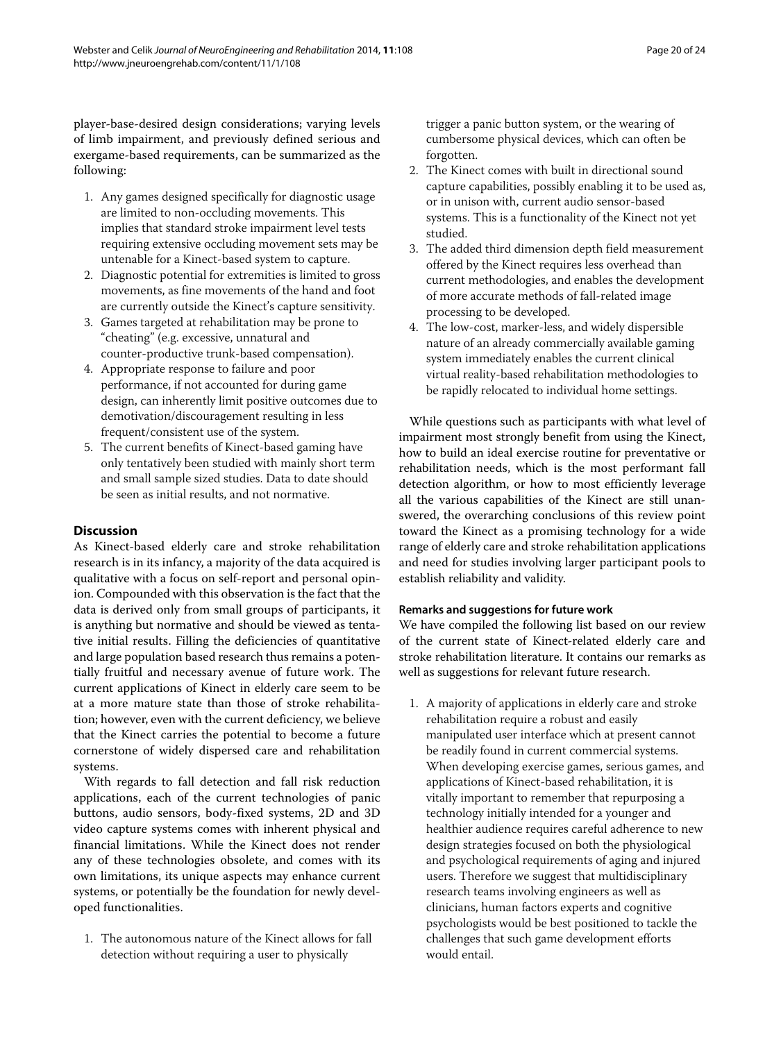player-base-desired design considerations; varying levels of limb impairment, and previously defined serious and exergame-based requirements, can be summarized as the following:

1. Any games designed specifically for diagnostic usage are limited to non-occluding movements. This implies that standard stroke impairment level tests requiring extensive occluding movement sets may be untenable for a Kinect-based system to capture.
2. Diagnostic potential for extremities is limited to gross movements, as fine movements of the hand and foot are currently outside the Kinect's capture sensitivity.
3. Games targeted at rehabilitation may be prone to "cheating" (e.g. excessive, unnatural and counter-productive trunk-based compensation).
4. Appropriate response to failure and poor performance, if not accounted for during game design, can inherently limit positive outcomes due to demotivation/discouragement resulting in less frequent/consistent use of the system.
5. The current benefits of Kinect-based gaming have only tentatively been studied with mainly short term and small sample sized studies. Data to date should be seen as initial results, and not normative.

## Discussion

As Kinect-based elderly care and stroke rehabilitation research is in its infancy, a majority of the data acquired is qualitative with a focus on self-report and personal opinion. Compounded with this observation is the fact that the data is derived only from small groups of participants, it is anything but normative and should be viewed as tentative initial results. Filling the deficiencies of quantitative and large population based research thus remains a potentially fruitful and necessary avenue of future work. The current applications of Kinect in elderly care seem to be at a more mature state than those of stroke rehabilitation; however, even with the current deficiency, we believe that the Kinect carries the potential to become a future cornerstone of widely dispersed care and rehabilitation systems.

With regards to fall detection and fall risk reduction applications, each of the current technologies of panic buttons, audio sensors, body-fixed systems, 2D and 3D video capture systems comes with inherent physical and financial limitations. While the Kinect does not render any of these technologies obsolete, and comes with its own limitations, its unique aspects may enhance current systems, or potentially be the foundation for newly developed functionalities.

1. The autonomous nature of the Kinect allows for fall detection without requiring a user to physically trigger a panic button system, or the wearing of cumbersome physical devices, which can often be forgotten.
2. The Kinect comes with built in directional sound capture capabilities, possibly enabling it to be used as, or in unison with, current audio sensor-based systems. This is a functionality of the Kinect not yet studied.
3. The added third dimension depth field measurement offered by the Kinect requires less overhead than current methodologies, and enables the development of more accurate methods of fall-related image processing to be developed.
4. The low-cost, marker-less, and widely dispersible nature of an already commercially available gaming system immediately enables the current clinical virtual reality-based rehabilitation methodologies to be rapidly relocated to individual home settings.

While questions such as participants with what level of impairment most strongly benefit from using the Kinect, how to build an ideal exercise routine for preventative or rehabilitation needs, which is the most performant fall detection algorithm, or how to most efficiently leverage all the various capabilities of the Kinect are still unanswered, the overarching conclusions of this review point toward the Kinect as a promising technology for a wide range of elderly care and stroke rehabilitation applications and need for studies involving larger participant pools to establish reliability and validity.

### Remarks and suggestions for future work

We have compiled the following list based on our review of the current state of Kinect-related elderly care and stroke rehabilitation literature. It contains our remarks as well as suggestions for relevant future research.

1. A majority of applications in elderly care and stroke rehabilitation require a robust and easily manipulated user interface which at present cannot be readily found in current commercial systems. When developing exercise games, serious games, and applications of Kinect-based rehabilitation, it is vitally important to remember that repurposing a technology initially intended for a younger and healthier audience requires careful adherence to new design strategies focused on both the physiological and psychological requirements of aging and injured users. Therefore we suggest that multidisciplinary research teams involving engineers as well as clinicians, human factors experts and cognitive psychologists would be best positioned to tackle the challenges that such game development efforts would entail.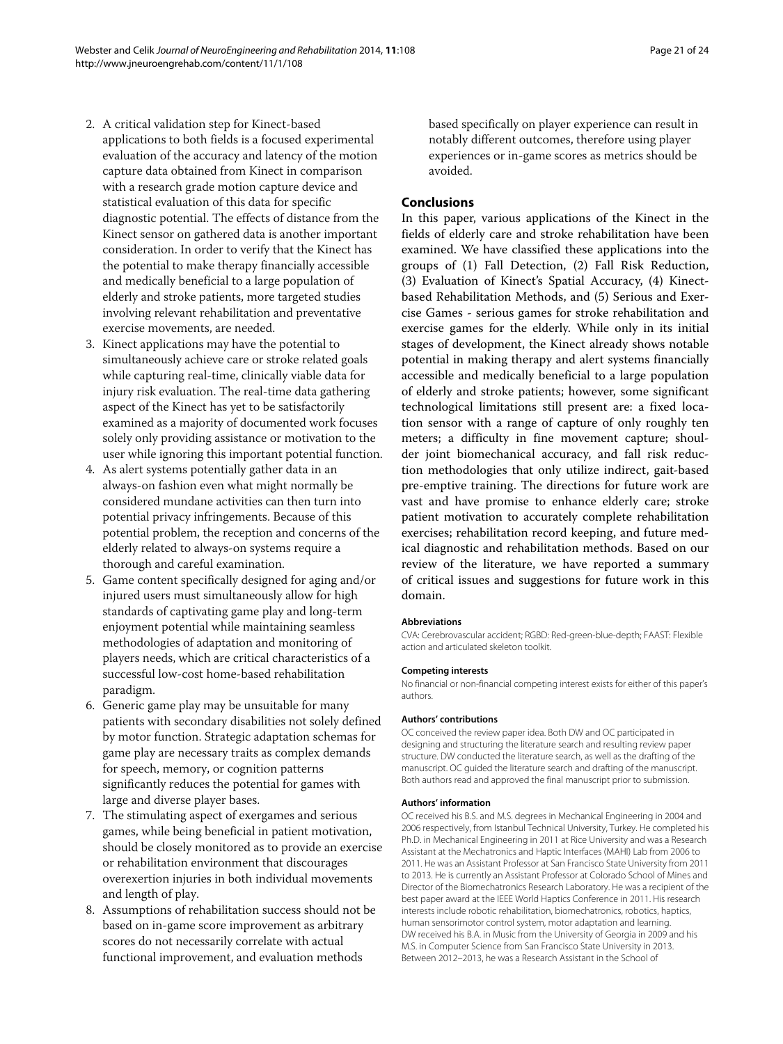2. A critical validation step for Kinect-based applications to both fields is a focused experimental evaluation of the accuracy and latency of the motion capture data obtained from Kinect in comparison with a research grade motion capture device and statistical evaluation of this data for specific diagnostic potential. The effects of distance from the Kinect sensor on gathered data is another important consideration. In order to verify that the Kinect has the potential to make therapy financially accessible and medically beneficial to a large population of elderly and stroke patients, more targeted studies involving relevant rehabilitation and preventative exercise movements, are needed.
3. Kinect applications may have the potential to simultaneously achieve care or stroke related goals while capturing real-time, clinically viable data for injury risk evaluation. The real-time data gathering aspect of the Kinect has yet to be satisfactorily examined as a majority of documented work focuses solely only providing assistance or motivation to the user while ignoring this important potential function.
4. As alert systems potentially gather data in an always-on fashion even what might normally be considered mundane activities can then turn into potential privacy infringements. Because of this potential problem, the reception and concerns of the elderly related to always-on systems require a thorough and careful examination.
5. Game content specifically designed for aging and/or injured users must simultaneously allow for high standards of captivating game play and long-term enjoyment potential while maintaining seamless methodologies of adaptation and monitoring of players needs, which are critical characteristics of a successful low-cost home-based rehabilitation paradigm.
6. Generic game play may be unsuitable for many patients with secondary disabilities not solely defined by motor function. Strategic adaptation schemas for game play are necessary traits as complex demands for speech, memory, or cognition patterns significantly reduces the potential for games with large and diverse player bases.
7. The stimulating aspect of exergames and serious games, while being beneficial in patient motivation, should be closely monitored as to provide an exercise or rehabilitation environment that discourages overexertion injuries in both individual movements and length of play.
8. Assumptions of rehabilitation success should not be based on in-game score improvement as arbitrary scores do not necessarily correlate with actual functional improvement, and evaluation methods based specifically on player experience can result in notably different outcomes, therefore using player experiences or in-game scores as metrics should be avoided.

## Conclusions

In this paper, various applications of the Kinect in the fields of elderly care and stroke rehabilitation have been examined. We have classified these applications into the groups of (1) Fall Detection, (2) Fall Risk Reduction, (3) Evaluation of Kinect's Spatial Accuracy, (4) Kinect-based Rehabilitation Methods, and (5) Serious and Exercise Games - serious games for stroke rehabilitation and exercise games for the elderly. While only in its initial stages of development, the Kinect already shows notable potential in making therapy and alert systems financially accessible and medically beneficial to a large population of elderly and stroke patients; however, some significant technological limitations still present are: a fixed location sensor with a range of capture of only roughly ten meters; a difficulty in fine movement capture; shoulder joint biomechanical accuracy, and fall risk reduction methodologies that only utilize indirect, gait-based pre-emptive training. The directions for future work are vast and have promise to enhance elderly care; stroke patient motivation to accurately complete rehabilitation exercises; rehabilitation record keeping, and future medical diagnostic and rehabilitation methods. Based on our review of the literature, we have reported a summary of critical issues and suggestions for future work in this domain.

#### Abbreviations

CVA: Cerebrovascular accident; RGBD: Red-green-blue-depth; FAAST: Flexible action and articulated skeleton toolkit.

#### Competing interests

No financial or non-financial competing interest exists for either of this paper's authors.

#### Authors' contributions

OC conceived the review paper idea. Both DW and OC participated in designing and structuring the literature search and resulting review paper structure. DW conducted the literature search, as well as the drafting of the manuscript. OC guided the literature search and drafting of the manuscript. Both authors read and approved the final manuscript prior to submission.

#### Authors' information

OC received his B.S. and M.S. degrees in Mechanical Engineering in 2004 and 2006 respectively, from Istanbul Technical University, Turkey. He completed his Ph.D. in Mechanical Engineering in 2011 at Rice University and was a Research Assistant at the Mechatronics and Haptic Interfaces (MAHI) Lab from 2006 to 2011. He was an Assistant Professor at San Francisco State University from 2011 to 2013. He is currently an Assistant Professor at Colorado School of Mines and Director of the Biomechatronics Research Laboratory. He was a recipient of the best paper award at the IEEE World Haptics Conference in 2011. His research interests include robotic rehabilitation, biomechatronics, robotics, haptics, human sensorimotor control system, motor adaptation and learning.
DW received his B.A. in Music from the University of Georgia in 2009 and his M.S. in Computer Science from San Francisco State University in 2013. Between 2012–2013, he was a Research Assistant in the School of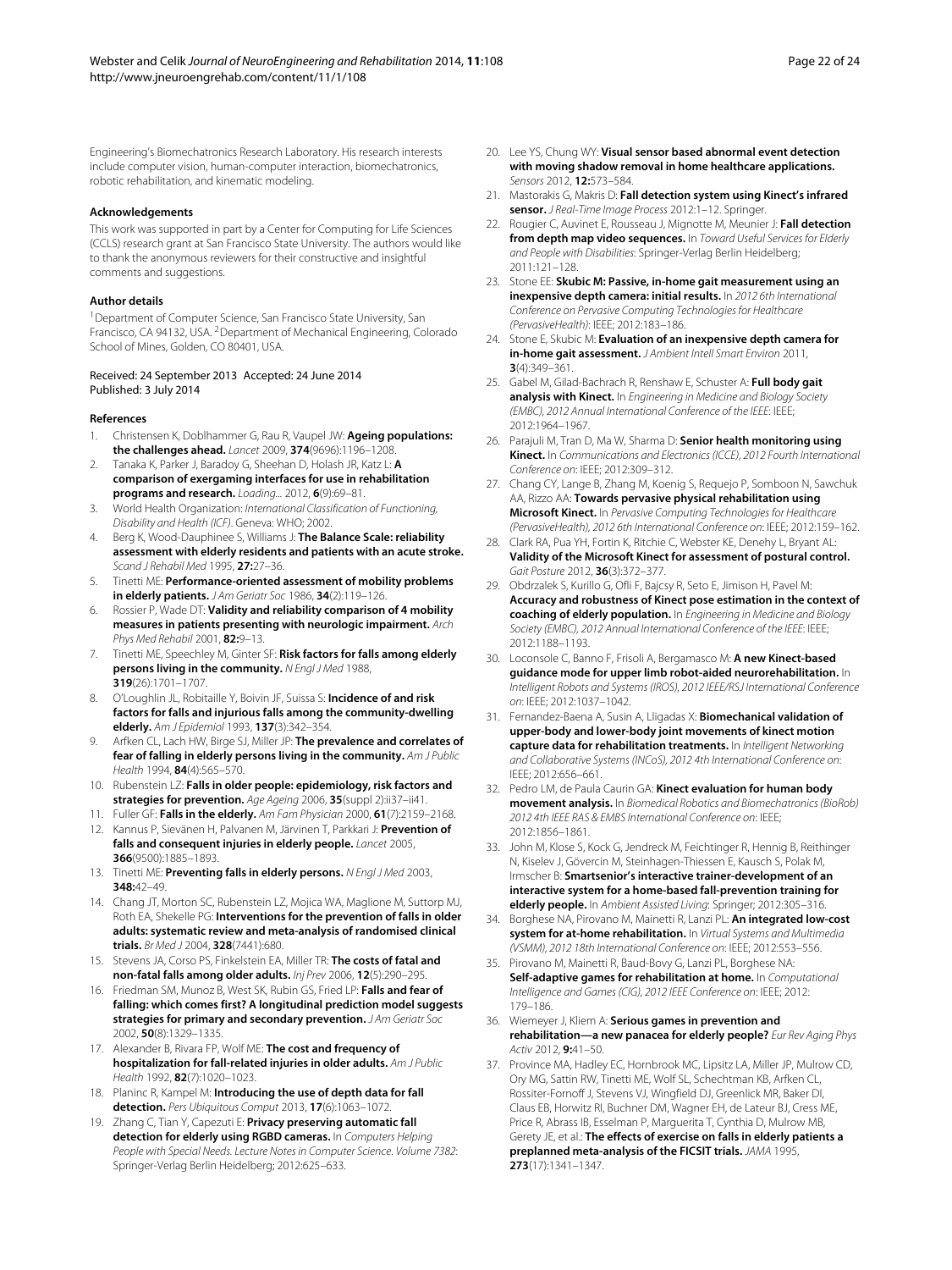Engineering's Biomechatronics Research Laboratory. His research interests include computer vision, human-computer interaction, biomechatronics, robotic rehabilitation, and kinematic modeling.

#### Acknowledgements

This work was supported in part by a Center for Computing for Life Sciences (CCLS) research grant at San Francisco State University. The authors would like to thank the anonymous reviewers for their constructive and insightful comments and suggestions.

#### Author details

[1]Department of Computer Science, San Francisco State University, San Francisco, CA 94132, USA. [2]Department of Mechanical Engineering, Colorado School of Mines, Golden, CO 80401, USA.

Received: 24 September 2013 Accepted: 24 June 2014
Published: 3 July 2014

#### References

1. Christensen K, Doblhammer G, Rau R, Vaupel JW: **Ageing populations: the challenges ahead.** *Lancet* 2009, **374**(9696):1196–1208.
2. Tanaka K, Parker J, Baradoy G, Sheehan D, Holash JR, Katz L: **A comparison of exergaming interfaces for use in rehabilitation programs and research.** *Loading...* 2012, **6**(9):69–81.
3. World Health Organization: *International Classification of Functioning, Disability and Health (ICF)*. Geneva: WHO; 2002.
4. Berg K, Wood-Dauphinee S, Williams J: **The Balance Scale: reliability assessment with elderly residents and patients with an acute stroke.** *Scand J Rehabil Med* 1995, **27:**27–36.
5. Tinetti ME: **Performance-oriented assessment of mobility problems in elderly patients.** *J Am Geriatr Soc* 1986, **34**(2):119–126.
6. Rossier P, Wade DT: **Validity and reliability comparison of 4 mobility measures in patients presenting with neurologic impairment.** *Arch Phys Med Rehabil* 2001, **82:**9–13.
7. Tinetti ME, Speechley M, Ginter SF: **Risk factors for falls among elderly persons living in the community.** *N Engl J Med* 1988, **319**(26):1701–1707.
8. O'Loughlin JL, Robitaille Y, Boivin JF, Suissa S: **Incidence of and risk factors for falls and injurious falls among the community-dwelling elderly.** *Am J Epidemiol* 1993, **137**(3):342–354.
9. Arfken CL, Lach HW, Birge SJ, Miller JP: **The prevalence and correlates of fear of falling in elderly persons living in the community.** *Am J Public Health* 1994, **84**(4):565–570.
10. Rubenstein LZ: **Falls in older people: epidemiology, risk factors and strategies for prevention.** *Age Ageing* 2006, **35**(suppl 2):ii37–ii41.
11. Fuller GF: **Falls in the elderly.** *Am Fam Physician* 2000, **61**(7):2159–2168.
12. Kannus P, Sievänen H, Palvanen M, Järvinen T, Parkkari J: **Prevention of falls and consequent injuries in elderly people.** *Lancet* 2005, **366**(9500):1885–1893.
13. Tinetti ME: **Preventing falls in elderly persons.** *N Engl J Med* 2003, **348:**42–49.
14. Chang JT, Morton SC, Rubenstein LZ, Mojica WA, Maglione M, Suttorp MJ, Roth EA, Shekelle PG: **Interventions for the prevention of falls in older adults: systematic review and meta-analysis of randomised clinical trials.** *Br Med J* 2004, **328**(7441):680.
15. Stevens JA, Corso PS, Finkelstein EA, Miller TR: **The costs of fatal and non-fatal falls among older adults.** *Inj Prev* 2006, **12**(5):290–295.
16. Friedman SM, Munoz B, West SK, Rubin GS, Fried LP: **Falls and fear of falling: which comes first? A longitudinal prediction model suggests strategies for primary and secondary prevention.** *J Am Geriatr Soc* 2002, **50**(8):1329–1335.
17. Alexander B, Rivara FP, Wolf ME: **The cost and frequency of hospitalization for fall-related injuries in older adults.** *Am J Public Health* 1992, **82**(7):1020–1023.
18. Planinc R, Kampel M: **Introducing the use of depth data for fall detection.** *Pers Ubiquitous Comput* 2013, **17**(6):1063–1072.
19. Zhang C, Tian Y, Capezuti E: **Privacy preserving automatic fall detection for elderly using RGBD cameras.** In *Computers Helping People with Special Needs. Lecture Notes in Computer Science. Volume 7382*: Springer-Verlag Berlin Heidelberg; 2012:625–633.
20. Lee YS, Chung WY: **Visual sensor based abnormal event detection with moving shadow removal in home healthcare applications.** *Sensors* 2012, **12:**573–584.
21. Mastorakis G, Makris D: **Fall detection system using Kinect's infrared sensor.** *J Real-Time Image Process* 2012:1–12. Springer.
22. Rougier C, Auvinet E, Rousseau J, Mignotte M, Meunier J: **Fall detection from depth map video sequences.** In *Toward Useful Services for Elderly and People with Disabilities*: Springer-Verlag Berlin Heidelberg; 2011:121–128.
23. Stone EE: **Skubic M: Passive, in-home gait measurement using an inexpensive depth camera: initial results.** In *2012 6th International Conference on Pervasive Computing Technologies for Healthcare (PervasiveHealth)*: IEEE; 2012:183–186.
24. Stone E, Skubic M: **Evaluation of an inexpensive depth camera for in-home gait assessment.** *J Ambient Intell Smart Environ* 2011, **3**(4):349–361.
25. Gabel M, Gilad-Bachrach R, Renshaw E, Schuster A: **Full body gait analysis with Kinect.** In *Engineering in Medicine and Biology Society (EMBC), 2012 Annual International Conference of the IEEE*: IEEE; 2012:1964–1967.
26. Parajuli M, Tran D, Ma W, Sharma D: **Senior health monitoring using Kinect.** In *Communications and Electronics (ICCE), 2012 Fourth International Conference on*: IEEE; 2012:309–312.
27. Chang CY, Lange B, Zhang M, Koenig S, Requejo P, Somboon N, Sawchuk AA, Rizzo AA: **Towards pervasive physical rehabilitation using Microsoft Kinect.** In *Pervasive Computing Technologies for Healthcare (PervasiveHealth), 2012 6th International Conference on*: IEEE; 2012:159–162.
28. Clark RA, Pua YH, Fortin K, Ritchie C, Webster KE, Denehy L, Bryant AL: **Validity of the Microsoft Kinect for assessment of postural control.** *Gait Posture* 2012, **36**(3):372–377.
29. Obdrzalek S, Kurillo G, Ofli F, Bajcsy R, Seto E, Jimison H, Pavel M: **Accuracy and robustness of Kinect pose estimation in the context of coaching of elderly population.** In *Engineering in Medicine and Biology Society (EMBC), 2012 Annual International Conference of the IEEE*: IEEE; 2012:1188–1193.
30. Loconsole C, Banno F, Frisoli A, Bergamasco M: **A new Kinect-based guidance mode for upper limb robot-aided neurorehabilitation.** In *Intelligent Robots and Systems (IROS), 2012 IEEE/RSJ International Conference on*: IEEE; 2012:1037–1042.
31. Fernandez-Baena A, Susin A, Lligadas X: **Biomechanical validation of upper-body and lower-body joint movements of kinect motion capture data for rehabilitation treatments.** In *Intelligent Networking and Collaborative Systems (INCoS), 2012 4th International Conference on*: IEEE; 2012:656–661.
32. Pedro LM, de Paula Caurin GA: **Kinect evaluation for human body movement analysis.** In *Biomedical Robotics and Biomechatronics (BioRob) 2012 4th IEEE RAS & EMBS International Conference on*: IEEE; 2012:1856–1861.
33. John M, Klose S, Kock G, Jendreck M, Feichtinger R, Hennig B, Reithinger N, Kiselev J, Gövercin M, Steinhagen-Thiessen E, Kausch S, Polak M, Irmscher B: **Smartsenior's interactive trainer-development of an interactive system for a home-based fall-prevention training for elderly people.** In *Ambient Assisted Living*: Springer; 2012:305–316.
34. Borghese NA, Pirovano M, Mainetti R, Lanzi PL: **An integrated low-cost system for at-home rehabilitation.** In *Virtual Systems and Multimedia (VSMM), 2012 18th International Conference on*: IEEE; 2012:553–556.
35. Pirovano M, Mainetti R, Baud-Bovy G, Lanzi PL, Borghese NA: **Self-adaptive games for rehabilitation at home.** In *Computational Intelligence and Games (CIG), 2012 IEEE Conference on*: IEEE; 2012: 179–186.
36. Wiemeyer J, Kliem A: **Serious games in prevention and rehabilitation—a new panacea for elderly people?** *Eur Rev Aging Phys Activ* 2012, **9:**41–50.
37. Province MA, Hadley EC, Hornbrook MC, Lipsitz LA, Miller JP, Mulrow CD, Ory MG, Sattin RW, Tinetti ME, Wolf SL, Schechtman KB, Arfken CL, Rossiter-Fornoff J, Stevens VJ, Wingfield DJ, Greenlick MR, Baker DI, Claus EB, Horwitz RI, Buchner DM, Wagner EH, de Lateur BJ, Cress ME, Price R, Abrass IB, Esselman P, Marguerita T, Cynthia D, Mulrow MB, Gerety JE, et al.: **The effects of exercise on falls in elderly patients a preplanned meta-analysis of the FICSIT trials.** *JAMA* 1995, **273**(17):1341–1347.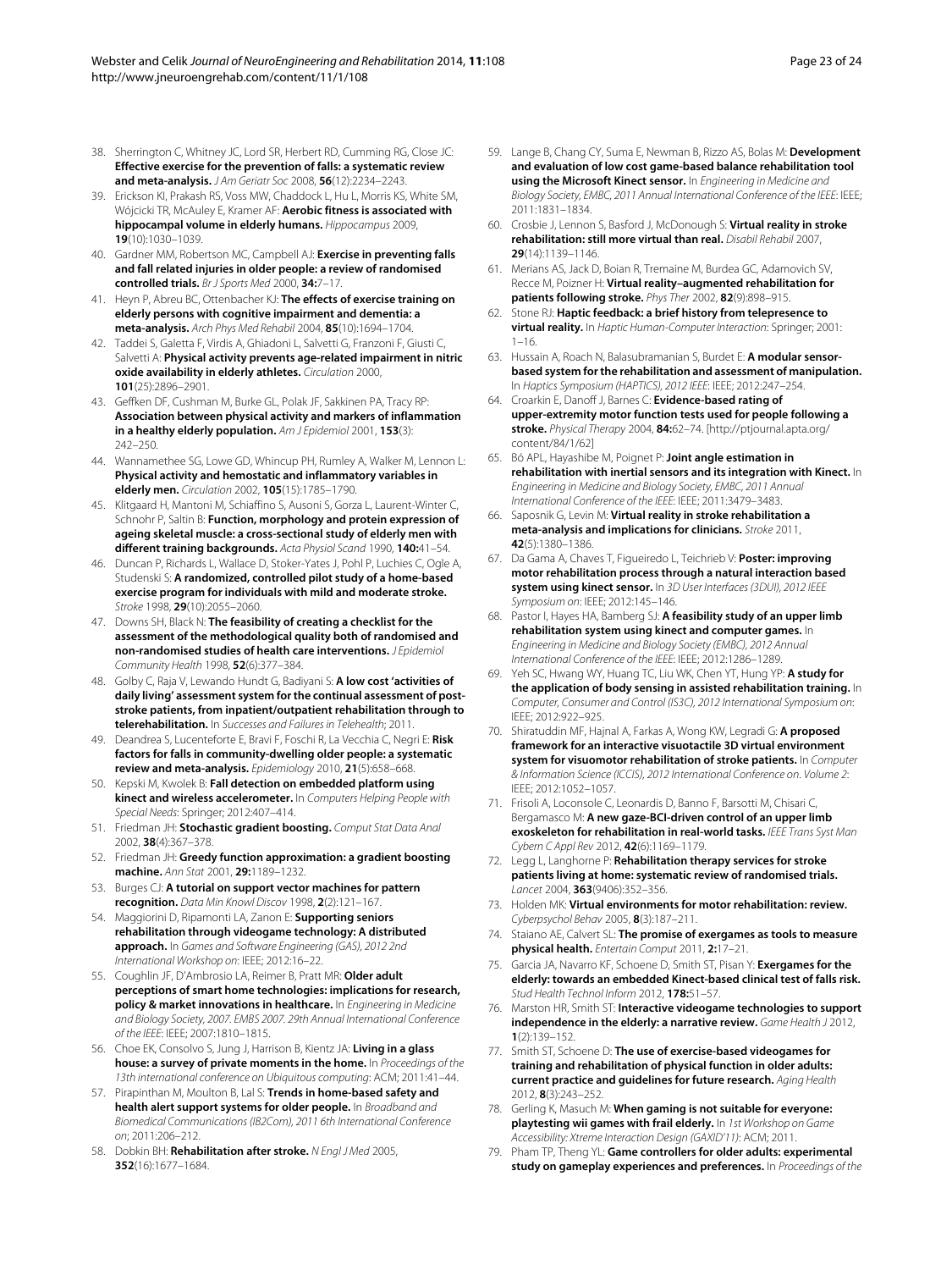38. Sherrington C, Whitney JC, Lord SR, Herbert RD, Cumming RG, Close JC: **Effective exercise for the prevention of falls: a systematic review and meta-analysis.** *J Am Geriatr Soc* 2008, **56**(12):2234–2243.
39. Erickson KI, Prakash RS, Voss MW, Chaddock L, Hu L, Morris KS, White SM, Wójcicki TR, McAuley E, Kramer AF: **Aerobic fitness is associated with hippocampal volume in elderly humans.** *Hippocampus* 2009, **19**(10):1030–1039.
40. Gardner MM, Robertson MC, Campbell AJ: **Exercise in preventing falls and fall related injuries in older people: a review of randomised controlled trials.** *Br J Sports Med* 2000, **34:**7–17.
41. Heyn P, Abreu BC, Ottenbacher KJ: **The effects of exercise training on elderly persons with cognitive impairment and dementia: a meta-analysis.** *Arch Phys Med Rehabil* 2004, **85**(10):1694–1704.
42. Taddei S, Galetta F, Virdis A, Ghiadoni L, Salvetti G, Franzoni F, Giusti C, Salvetti A: **Physical activity prevents age-related impairment in nitric oxide availability in elderly athletes.** *Circulation* 2000, **101**(25):2896–2901.
43. Geffken DF, Cushman M, Burke GL, Polak JF, Sakkinen PA, Tracy RP: **Association between physical activity and markers of inflammation in a healthy elderly population.** *Am J Epidemiol* 2001, **153**(3): 242–250.
44. Wannamethee SG, Lowe GD, Whincup PH, Rumley A, Walker M, Lennon L: **Physical activity and hemostatic and inflammatory variables in elderly men.** *Circulation* 2002, **105**(15):1785–1790.
45. Klitgaard H, Mantoni M, Schiaffino S, Ausoni S, Gorza L, Laurent-Winter C, Schnohr P, Saltin B: **Function, morphology and protein expression of ageing skeletal muscle: a cross-sectional study of elderly men with different training backgrounds.** *Acta Physiol Scand* 1990, **140:**41–54.
46. Duncan P, Richards L, Wallace D, Stoker-Yates J, Pohl P, Luchies C, Ogle A, Studenski S: **A randomized, controlled pilot study of a home-based exercise program for individuals with mild and moderate stroke.** *Stroke* 1998, **29**(10):2055–2060.
47. Downs SH, Black N: **The feasibility of creating a checklist for the assessment of the methodological quality both of randomised and non-randomised studies of health care interventions.** *J Epidemiol Community Health* 1998, **52**(6):377–384.
48. Golby C, Raja V, Lewando Hundt G, Badiyani S: **A low cost 'activities of daily living' assessment system for the continual assessment of post-stroke patients, from inpatient/outpatient rehabilitation through to telerehabilitation.** In *Successes and Failures in Telehealth*; 2011.
49. Deandrea S, Lucenteforte E, Bravi F, Foschi R, La Vecchia C, Negri E: **Risk factors for falls in community-dwelling older people: a systematic review and meta-analysis.** *Epidemiology* 2010, **21**(5):658–668.
50. Kepski M, Kwolek B: **Fall detection on embedded platform using kinect and wireless accelerometer.** In *Computers Helping People with Special Needs*: Springer; 2012:407–414.
51. Friedman JH: **Stochastic gradient boosting.** *Comput Stat Data Anal* 2002, **38**(4):367–378.
52. Friedman JH: **Greedy function approximation: a gradient boosting machine.** *Ann Stat* 2001, **29:**1189–1232.
53. Burges CJ: **A tutorial on support vector machines for pattern recognition.** *Data Min Knowl Discov* 1998, **2**(2):121–167.
54. Maggiorini D, Ripamonti LA, Zanon E: **Supporting seniors rehabilitation through videogame technology: A distributed approach.** In *Games and Software Engineering (GAS), 2012 2nd International Workshop on*: IEEE; 2012:16–22.
55. Coughlin JF, D'Ambrosio LA, Reimer B, Pratt MR: **Older adult perceptions of smart home technologies: implications for research, policy & market innovations in healthcare.** In *Engineering in Medicine and Biology Society, 2007. EMBS 2007. 29th Annual International Conference of the IEEE*: IEEE; 2007:1810–1815.
56. Choe EK, Consolvo S, Jung J, Harrison B, Kientz JA: **Living in a glass house: a survey of private moments in the home.** In *Proceedings of the 13th international conference on Ubiquitous computing*: ACM; 2011:41–44.
57. Pirapinthan M, Moulton B, Lal S: **Trends in home-based safety and health alert support systems for older people.** In *Broadband and Biomedical Communications (IB2Com), 2011 6th International Conference on*; 2011:206–212.
58. Dobkin BH: **Rehabilitation after stroke.** *N Engl J Med* 2005, **352**(16):1677–1684.
59. Lange B, Chang CY, Suma E, Newman B, Rizzo AS, Bolas M: **Development and evaluation of low cost game-based balance rehabilitation tool using the Microsoft Kinect sensor.** In *Engineering in Medicine and Biology Society, EMBC, 2011 Annual International Conference of the IEEE*: IEEE; 2011:1831–1834.
60. Crosbie J, Lennon S, Basford J, McDonough S: **Virtual reality in stroke rehabilitation: still more virtual than real.** *Disabil Rehabil* 2007, **29**(14):1139–1146.
61. Merians AS, Jack D, Boian R, Tremaine M, Burdea GC, Adamovich SV, Recce M, Poizner H: **Virtual reality–augmented rehabilitation for patients following stroke.** *Phys Ther* 2002, **82**(9):898–915.
62. Stone RJ: **Haptic feedback: a brief history from telepresence to virtual reality.** In *Haptic Human-Computer Interaction*: Springer; 2001: 1–16.
63. Hussain A, Roach N, Balasubramanian S, Burdet E: **A modular sensor-based system for the rehabilitation and assessment of manipulation.** In *Haptics Symposium (HAPTICS), 2012 IEEE*: IEEE; 2012:247–254.
64. Croarkin E, Danoff J, Barnes C: **Evidence-based rating of upper-extremity motor function tests used for people following a stroke.** *Physical Therapy* 2004, **84:**62–74. [http://ptjournal.apta.org/content/84/1/62]
65. Bó APL, Hayashibe M, Poignet P: **Joint angle estimation in rehabilitation with inertial sensors and its integration with Kinect.** In *Engineering in Medicine and Biology Society, EMBC, 2011 Annual International Conference of the IEEE*: IEEE; 2011:3479–3483.
66. Saposnik G, Levin M: **Virtual reality in stroke rehabilitation a meta-analysis and implications for clinicians.** *Stroke* 2011, **42**(5):1380–1386.
67. Da Gama A, Chaves T, Figueiredo L, Teichrieb V: **Poster: improving motor rehabilitation process through a natural interaction based system using kinect sensor.** In *3D User Interfaces (3DUI), 2012 IEEE Symposium on*: IEEE; 2012:145–146.
68. Pastor I, Hayes HA, Bamberg SJ: **A feasibility study of an upper limb rehabilitation system using kinect and computer games.** In *Engineering in Medicine and Biology Society (EMBC), 2012 Annual International Conference of the IEEE*: IEEE; 2012:1286–1289.
69. Yeh SC, Hwang WY, Huang TC, Liu WK, Chen YT, Hung YP: **A study for the application of body sensing in assisted rehabilitation training.** In *Computer, Consumer and Control (IS3C), 2012 International Symposium on*: IEEE; 2012:922–925.
70. Shiratuddin MF, Hajnal A, Farkas A, Wong KW, Legradi G: **A proposed framework for an interactive visuotactile 3D virtual environment system for visuomotor rehabilitation of stroke patients.** In *Computer & Information Science (ICCIS), 2012 International Conference on. Volume 2*: IEEE; 2012:1052–1057.
71. Frisoli A, Loconsole C, Leonardis D, Banno F, Barsotti M, Chisari C, Bergamasco M: **A new gaze-BCI-driven control of an upper limb exoskeleton for rehabilitation in real-world tasks.** *IEEE Trans Syst Man Cybern C Appl Rev* 2012, **42**(6):1169–1179.
72. Legg L, Langhorne P: **Rehabilitation therapy services for stroke patients living at home: systematic review of randomised trials.** *Lancet* 2004, **363**(9406):352–356.
73. Holden MK: **Virtual environments for motor rehabilitation: review.** *Cyberpsychol Behav* 2005, **8**(3):187–211.
74. Staiano AE, Calvert SL: **The promise of exergames as tools to measure physical health.** *Entertain Comput* 2011, **2:**17–21.
75. Garcia JA, Navarro KF, Schoene D, Smith ST, Pisan Y: **Exergames for the elderly: towards an embedded Kinect-based clinical test of falls risk.** *Stud Health Technol Inform* 2012, **178:**51–57.
76. Marston HR, Smith ST: **Interactive videogame technologies to support independence in the elderly: a narrative review.** *Game Health J* 2012, **1**(2):139–152.
77. Smith ST, Schoene D: **The use of exercise-based videogames for training and rehabilitation of physical function in older adults: current practice and guidelines for future research.** *Aging Health* 2012, **8**(3):243–252.
78. Gerling K, Masuch M: **When gaming is not suitable for everyone: playtesting wii games with frail elderly.** In *1st Workshop on Game Accessibility: Xtreme Interaction Design (GAXID'11)*: ACM; 2011.
79. Pham TP, Theng YL: **Game controllers for older adults: experimental study on gameplay experiences and preferences.** In *Proceedings of the*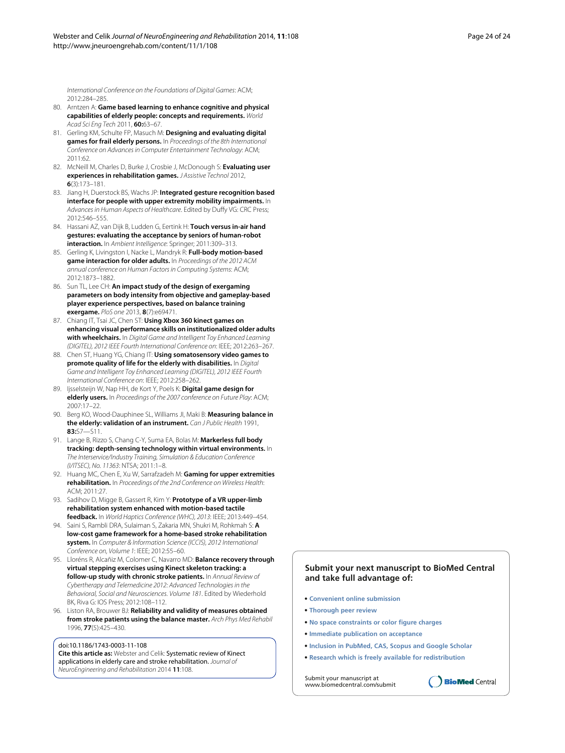International Conference on the Foundations of Digital Games: ACM; 2012:284–285.

80. Arntzen A: **Game based learning to enhance cognitive and physical capabilities of elderly people: concepts and requirements.** *World Acad Sci Eng Tech* 2011, **60:**63–67.
81. Gerling KM, Schulte FP, Masuch M: **Designing and evaluating digital games for frail elderly persons.** In *Proceedings of the 8th International Conference on Advances in Computer Entertainment Technology*: ACM; 2011:62.
82. McNeill M, Charles D, Burke J, Crosbie J, McDonough S: **Evaluating user experiences in rehabilitation games.** *J Assistive Technol* 2012, **6**(3):173–181.
83. Jiang H, Duerstock BS, Wachs JP: **Integrated gesture recognition based interface for people with upper extremity mobility impairments.** In *Advances in Human Aspects of Healthcare*. Edited by Duffy VG: CRC Press; 2012:546–555.
84. Hassani AZ, van Dijk B, Ludden G, Eertink H: **Touch versus in-air hand gestures: evaluating the acceptance by seniors of human-robot interaction.** In *Ambient Intelligence*: Springer; 2011:309–313.
85. Gerling K, Livingston I, Nacke L, Mandryk R: **Full-body motion-based game interaction for older adults.** In *Proceedings of the 2012 ACM annual conference on Human Factors in Computing Systems*: ACM; 2012:1873–1882.
86. Sun TL, Lee CH: **An impact study of the design of exergaming parameters on body intensity from objective and gameplay-based player experience perspectives, based on balance training exergame.** *PloS one* 2013, **8**(7):e69471.
87. Chiang IT, Tsai JC, Chen ST: **Using Xbox 360 kinect games on enhancing visual performance skills on institutionalized older adults with wheelchairs.** In *Digital Game and Intelligent Toy Enhanced Learning (DIGITEL), 2012 IEEE Fourth International Conference on*: IEEE; 2012:263–267.
88. Chen ST, Huang YG, Chiang IT: **Using somatosensory video games to promote quality of life for the elderly with disabilities.** In *Digital Game and Intelligent Toy Enhanced Learning (DIGITEL), 2012 IEEE Fourth International Conference on*: IEEE; 2012:258–262.
89. Ijsselsteijn W, Nap HH, de Kort Y, Poels K: **Digital game design for elderly users.** In *Proceedings of the 2007 conference on Future Play*: ACM; 2007:17–22.
90. Berg KO, Wood-Dauphinee SL, Williams JI, Maki B: **Measuring balance in the elderly: validation of an instrument.** *Can J Public Health* 1991, **83:**S7—S11.
91. Lange B, Rizzo S, Chang C-Y, Suma EA, Bolas M: **Markerless full body tracking: depth-sensing technology within virtual environments.** In *The Interservice/Industry Training, Simulation & Education Conference (I/ITSEC), No. 11363*: NTSA; 2011:1–8.
92. Huang MC, Chen E, Xu W, Sarrafzadeh M: **Gaming for upper extremities rehabilitation.** In *Proceedings of the 2nd Conference on Wireless Health*: ACM; 2011:27.
93. Sadihov D, Migge B, Gassert R, Kim Y: **Prototype of a VR upper-limb rehabilitation system enhanced with motion-based tactile feedback.** In *World Haptics Conference (WHC), 2013*: IEEE; 2013:449–454.
94. Saini S, Rambli DRA, Sulaiman S, Zakaria MN, Shukri M, Rohkmah S: **A low-cost game framework for a home-based stroke rehabilitation system.** In *Computer & Information Science (ICCIS), 2012 International Conference on, Volume 1*: IEEE; 2012:55–60.
95. Lloréns R, Alcañiz M, Colomer C, Navarro MD: **Balance recovery through virtual stepping exercises using Kinect skeleton tracking: a follow-up study with chronic stroke patients.** In *Annual Review of Cybertherapy and Telemedicine 2012: Advanced Technologies in the Behavioral, Social and Neurosciences. Volume 181*. Edited by Wiederhold BK, Riva G: IOS Press; 2012:108–112.
96. Liston RA, Brouwer BJ: **Reliability and validity of measures obtained from stroke patients using the balance master.** *Arch Phys Med Rehabil* 1996, **77**(5):425–430.

doi:10.1186/1743-0003-11-108
**Cite this article as:** Webster and Celik: Systematic review of Kinect applications in elderly care and stroke rehabilitation. *Journal of NeuroEngineering and Rehabilitation* 2014 **11**:108.

**Submit your next manuscript to BioMed Central and take full advantage of:**

- **Convenient online submission**
- **Thorough peer review**
- **No space constraints or color figure charges**
- **Immediate publication on acceptance**
- **Inclusion in PubMed, CAS, Scopus and Google Scholar**
- **Research which is freely available for redistribution**

Submit your manuscript at www.biomedcentral.com/submit

BioMed Central